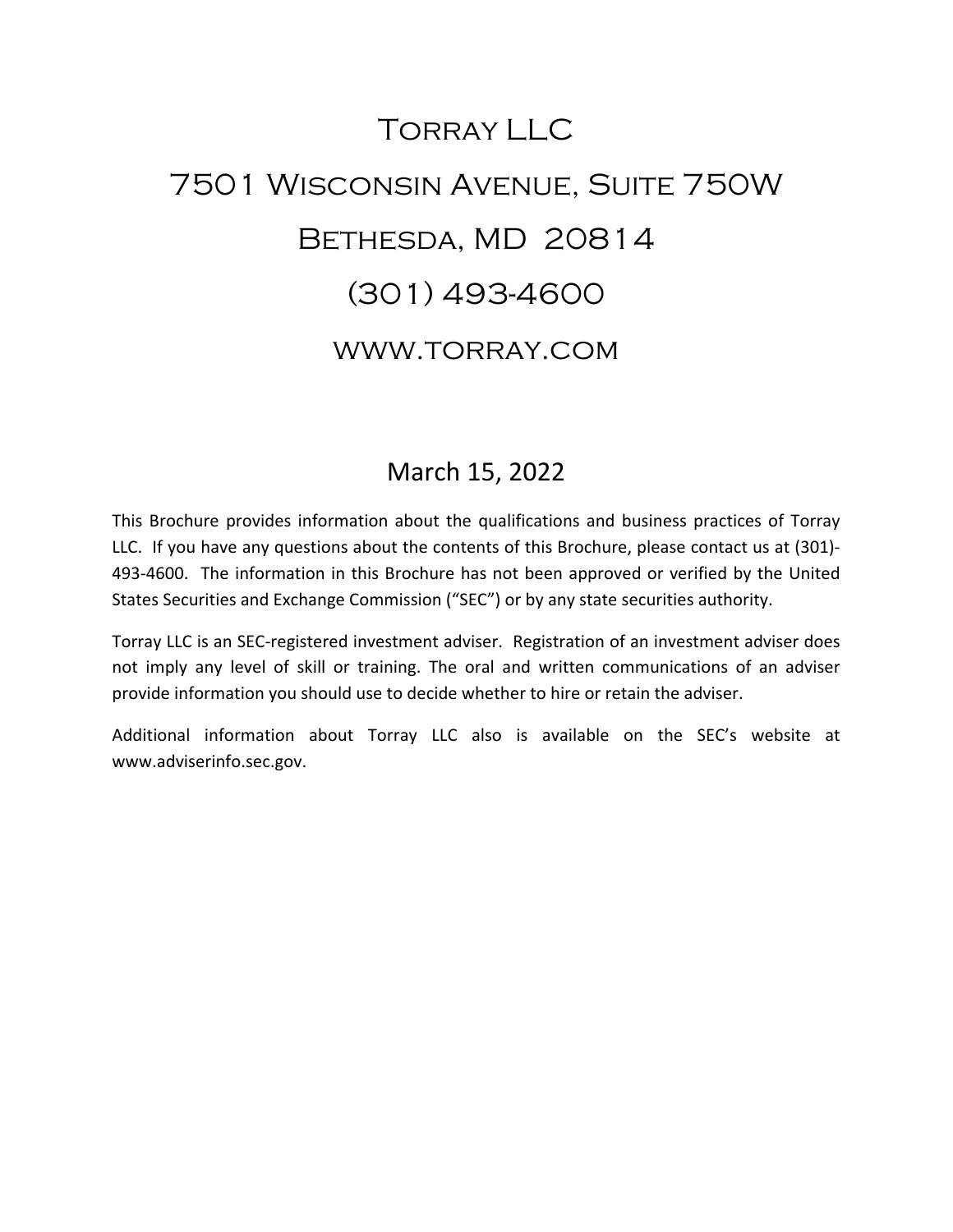# Torray LLC

# 7501 Wisconsin Avenue, Suite 750W

# Bethesda, MD 20814

# (301) 493-4600

## www.torray.com

## March 15, 2022

This Brochure provides information about the qualifications and business practices of Torray LLC. If you have any questions about the contents of this Brochure, please contact us at (301)-493-4600. The information in this Brochure has not been approved or verified by the United States Securities and Exchange Commission ("SEC") or by any state securities authority.

Torray LLC is an SEC-registered investment adviser. Registration of an investment adviser does not imply any level of skill or training. The oral and written communications of an adviser provide information you should use to decide whether to hire or retain the adviser.

Additional information about Torray LLC also is available on the SEC's website at www.adviserinfo.sec.gov.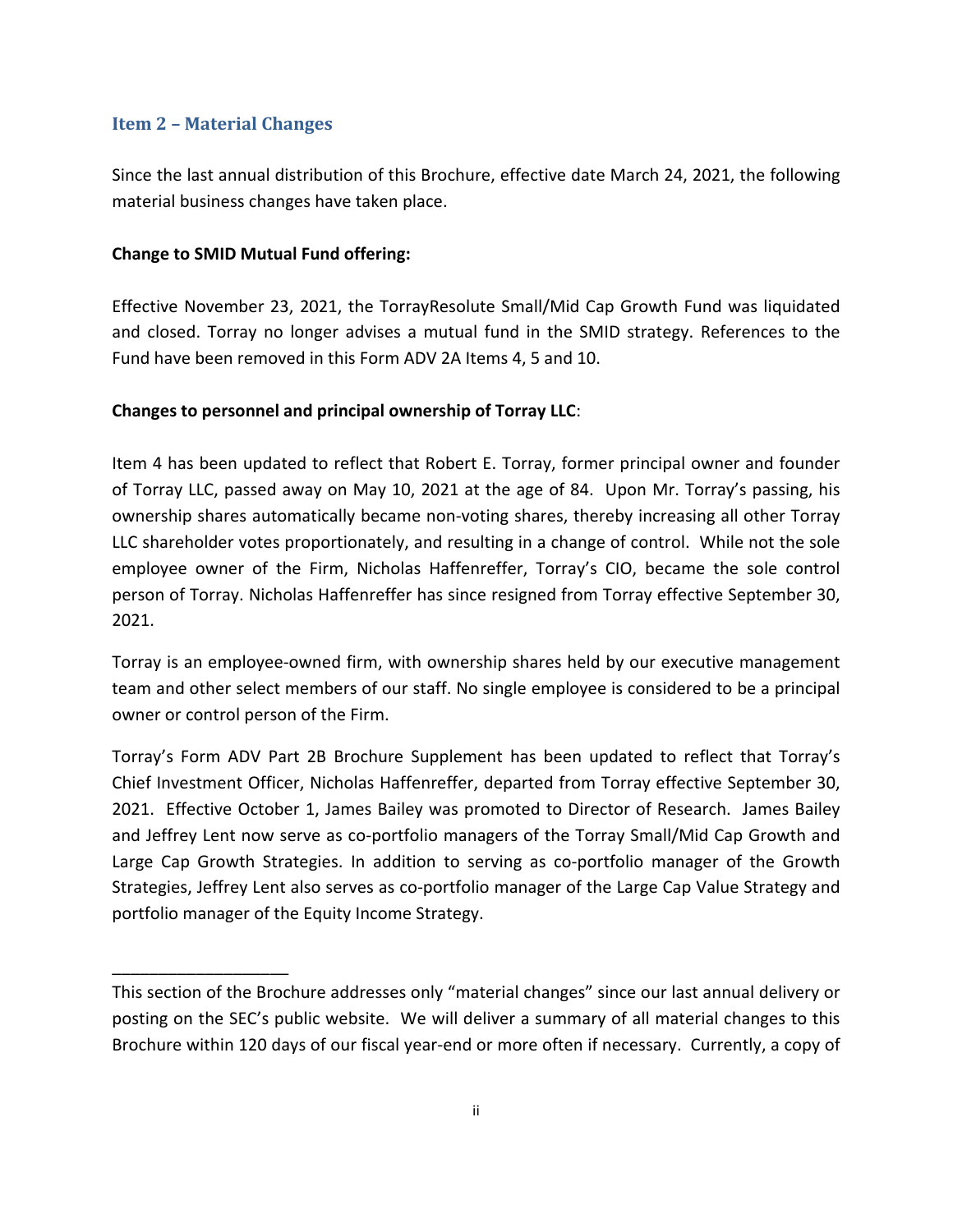## Item 2 – Material Changes

Since the last annual distribution of this Brochure, effective date March 24, 2021, the following material business changes have taken place.

**Change to SMID Mutual Fund offering:**

Effective November 23, 2021, the TorrayResolute Small/Mid Cap Growth Fund was liquidated and closed. Torray no longer advises a mutual fund in the SMID strategy. References to the Fund have been removed in this Form ADV 2A Items 4, 5 and 10.

**Changes to personnel and principal ownership of Torray LLC**:

Item 4 has been updated to reflect that Robert E. Torray, former principal owner and founder of Torray LLC, passed away on May 10, 2021 at the age of 84. Upon Mr. Torray's passing, his ownership shares automatically became non-voting shares, thereby increasing all other Torray LLC shareholder votes proportionately, and resulting in a change of control. While not the sole employee owner of the Firm, Nicholas Haffenreffer, Torray's CIO, became the sole control person of Torray. Nicholas Haffenreffer has since resigned from Torray effective September 30, 2021.

Torray is an employee-owned firm, with ownership shares held by our executive management team and other select members of our staff. No single employee is considered to be a principal owner or control person of the Firm.

Torray's Form ADV Part 2B Brochure Supplement has been updated to reflect that Torray's Chief Investment Officer, Nicholas Haffenreffer, departed from Torray effective September 30, 2021. Effective October 1, James Bailey was promoted to Director of Research. James Bailey and Jeffrey Lent now serve as co-portfolio managers of the Torray Small/Mid Cap Growth and Large Cap Growth Strategies. In addition to serving as co-portfolio manager of the Growth Strategies, Jeffrey Lent also serves as co-portfolio manager of the Large Cap Value Strategy and portfolio manager of the Equity Income Strategy.

___________________

This section of the Brochure addresses only "material changes" since our last annual delivery or posting on the SEC's public website. We will deliver a summary of all material changes to this Brochure within 120 days of our fiscal year-end or more often if necessary. Currently, a copy of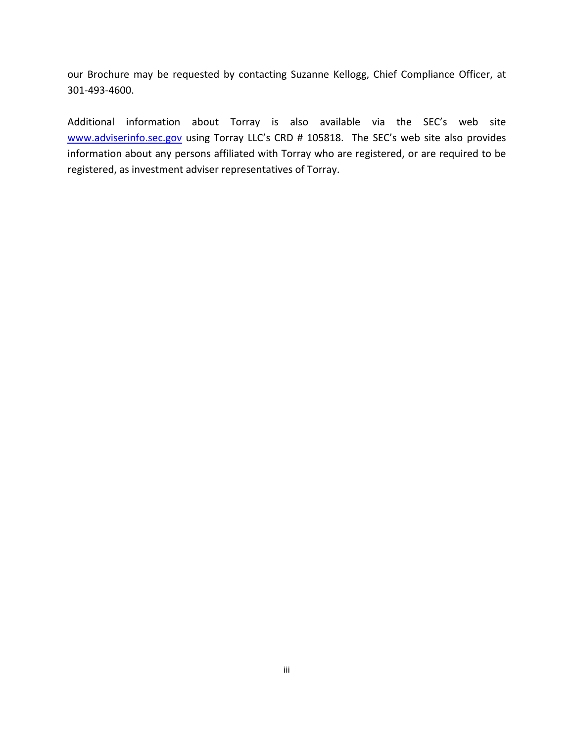our Brochure may be requested by contacting Suzanne Kellogg, Chief Compliance Officer, at 301-493-4600.

Additional information about Torray is also available via the SEC's web site [www.adviserinfo.sec.gov](http://www.adviserinfo.sec.gov) using Torray LLC's CRD # 105818. The SEC's web site also provides information about any persons affiliated with Torray who are registered, or are required to be registered, as investment adviser representatives of Torray.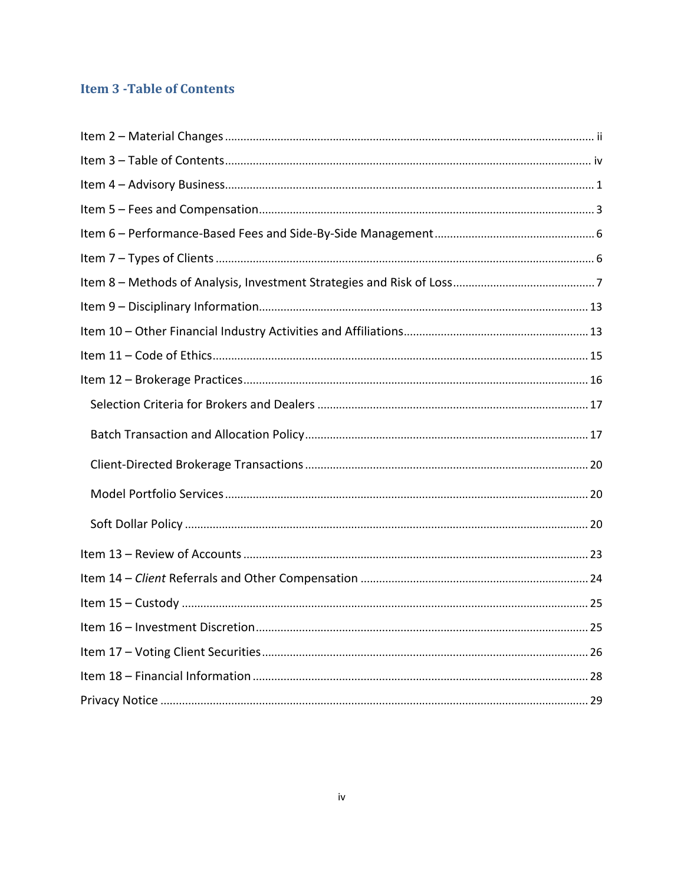## Item 3 -Table of Contents

Item 2 – Material Changes ........................................................................................................ ii

Item 3 – Table of Contents ....................................................................................................... iv

Item 4 – Advisory Business........................................................................................................ 1

Item 5 – Fees and Compensation .............................................................................................. 3

Item 6 – Performance-Based Fees and Side-By-Side Management ........................................ 6

Item 7 – Types of Clients ........................................................................................................... 6

Item 8 – Methods of Analysis, Investment Strategies and Risk of Loss ..................................... 7

Item 9 – Disciplinary Information............................................................................................ 13

Item 10 – Other Financial Industry Activities and Affiliations.................................................. 13

Item 11 – Code of Ethics .......................................................................................................... 15

Item 12 – Brokerage Practices ................................................................................................. 16

- Selection Criteria for Brokers and Dealers ........................................................................ 17
- Batch Transaction and Allocation Policy ........................................................................... 17
- Client-Directed Brokerage Transactions ........................................................................... 20
- Model Portfolio Services ................................................................................................... 20
- Soft Dollar Policy ............................................................................................................... 20

Item 13 – Review of Accounts .................................................................................................. 23

Item 14 – *Client* Referrals and Other Compensation ............................................................ 24

Item 15 – Custody ..................................................................................................................... 25

Item 16 – Investment Discretion .............................................................................................. 25

Item 17 – Voting Client Securities ............................................................................................ 26

Item 18 – Financial Information ............................................................................................... 28

Privacy Notice ........................................................................................................................... 29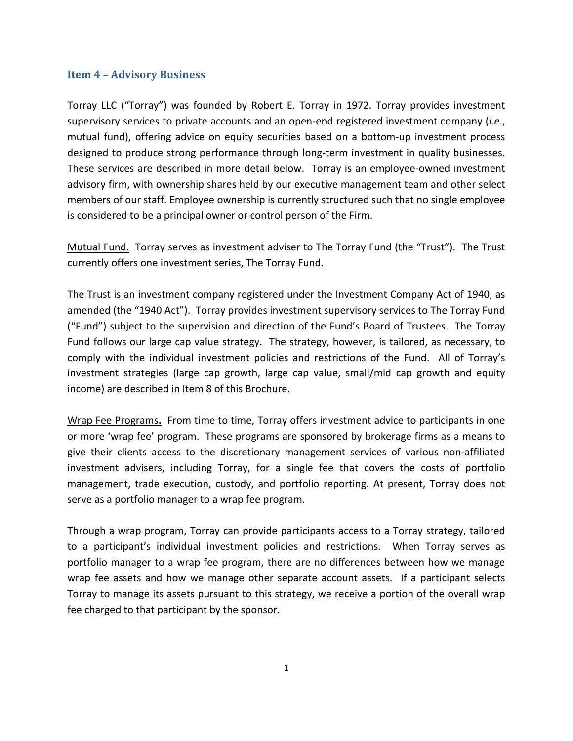## Item 4 – Advisory Business

Torray LLC ("Torray") was founded by Robert E. Torray in 1972. Torray provides investment supervisory services to private accounts and an open-end registered investment company (*i.e.*, mutual fund), offering advice on equity securities based on a bottom-up investment process designed to produce strong performance through long-term investment in quality businesses. These services are described in more detail below. Torray is an employee-owned investment advisory firm, with ownership shares held by our executive management team and other select members of our staff. Employee ownership is currently structured such that no single employee is considered to be a principal owner or control person of the Firm.

Mutual Fund. Torray serves as investment adviser to The Torray Fund (the "Trust"). The Trust currently offers one investment series, The Torray Fund.

The Trust is an investment company registered under the Investment Company Act of 1940, as amended (the "1940 Act"). Torray provides investment supervisory services to The Torray Fund ("Fund") subject to the supervision and direction of the Fund's Board of Trustees. The Torray Fund follows our large cap value strategy. The strategy, however, is tailored, as necessary, to comply with the individual investment policies and restrictions of the Fund. All of Torray's investment strategies (large cap growth, large cap value, small/mid cap growth and equity income) are described in Item 8 of this Brochure.

Wrap Fee Programs**.** From time to time, Torray offers investment advice to participants in one or more 'wrap fee' program. These programs are sponsored by brokerage firms as a means to give their clients access to the discretionary management services of various non-affiliated investment advisers, including Torray, for a single fee that covers the costs of portfolio management, trade execution, custody, and portfolio reporting. At present, Torray does not serve as a portfolio manager to a wrap fee program.

Through a wrap program, Torray can provide participants access to a Torray strategy, tailored to a participant's individual investment policies and restrictions. When Torray serves as portfolio manager to a wrap fee program, there are no differences between how we manage wrap fee assets and how we manage other separate account assets. If a participant selects Torray to manage its assets pursuant to this strategy, we receive a portion of the overall wrap fee charged to that participant by the sponsor.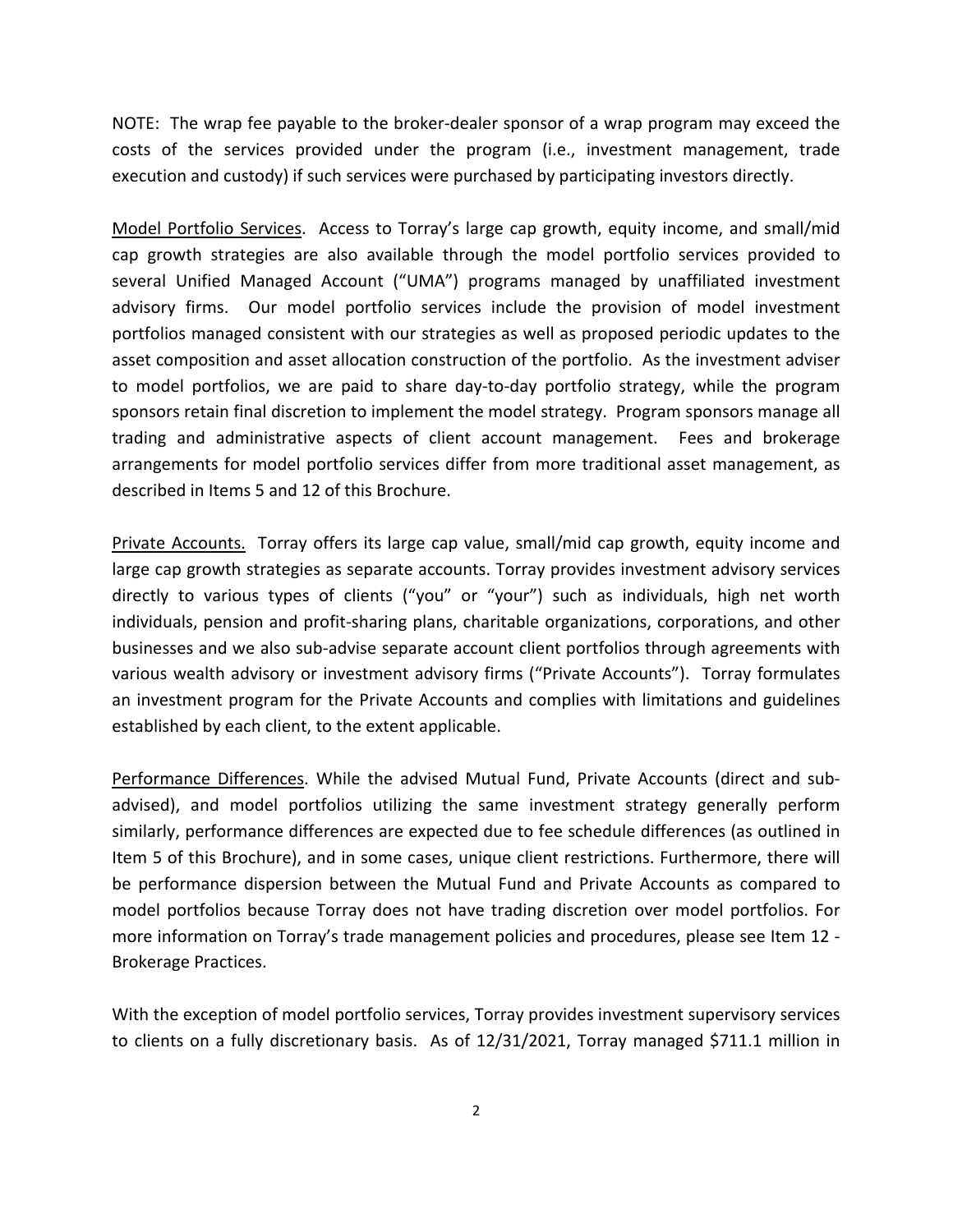NOTE: The wrap fee payable to the broker-dealer sponsor of a wrap program may exceed the costs of the services provided under the program (i.e., investment management, trade execution and custody) if such services were purchased by participating investors directly.

<u>Model Portfolio Services</u>. Access to Torray's large cap growth, equity income, and small/mid cap growth strategies are also available through the model portfolio services provided to several Unified Managed Account ("UMA") programs managed by unaffiliated investment advisory firms. Our model portfolio services include the provision of model investment portfolios managed consistent with our strategies as well as proposed periodic updates to the asset composition and asset allocation construction of the portfolio. As the investment adviser to model portfolios, we are paid to share day-to-day portfolio strategy, while the program sponsors retain final discretion to implement the model strategy. Program sponsors manage all trading and administrative aspects of client account management. Fees and brokerage arrangements for model portfolio services differ from more traditional asset management, as described in Items 5 and 12 of this Brochure.

<u>Private Accounts.</u> Torray offers its large cap value, small/mid cap growth, equity income and large cap growth strategies as separate accounts. Torray provides investment advisory services directly to various types of clients ("you" or "your") such as individuals, high net worth individuals, pension and profit-sharing plans, charitable organizations, corporations, and other businesses and we also sub-advise separate account client portfolios through agreements with various wealth advisory or investment advisory firms ("Private Accounts"). Torray formulates an investment program for the Private Accounts and complies with limitations and guidelines established by each client, to the extent applicable.

<u>Performance Differences</u>. While the advised Mutual Fund, Private Accounts (direct and sub-advised), and model portfolios utilizing the same investment strategy generally perform similarly, performance differences are expected due to fee schedule differences (as outlined in Item 5 of this Brochure), and in some cases, unique client restrictions. Furthermore, there will be performance dispersion between the Mutual Fund and Private Accounts as compared to model portfolios because Torray does not have trading discretion over model portfolios. For more information on Torray's trade management policies and procedures, please see Item 12 - Brokerage Practices.

With the exception of model portfolio services, Torray provides investment supervisory services to clients on a fully discretionary basis. As of 12/31/2021, Torray managed $711.1 million in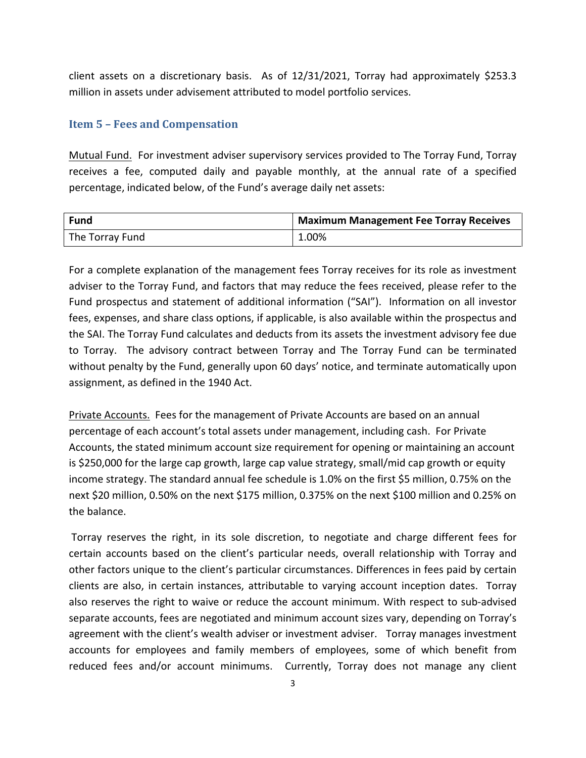client assets on a discretionary basis. As of 12/31/2021, Torray had approximately $253.3 million in assets under advisement attributed to model portfolio services.

## Item 5 – Fees and Compensation

Mutual Fund. For investment adviser supervisory services provided to The Torray Fund, Torray receives a fee, computed daily and payable monthly, at the annual rate of a specified percentage, indicated below, of the Fund's average daily net assets:

| Fund | Maximum Management Fee Torray Receives |
|---|---|
| The Torray Fund | 1.00% |

For a complete explanation of the management fees Torray receives for its role as investment adviser to the Torray Fund, and factors that may reduce the fees received, please refer to the Fund prospectus and statement of additional information ("SAI"). Information on all investor fees, expenses, and share class options, if applicable, is also available within the prospectus and the SAI. The Torray Fund calculates and deducts from its assets the investment advisory fee due to Torray. The advisory contract between Torray and The Torray Fund can be terminated without penalty by the Fund, generally upon 60 days' notice, and terminate automatically upon assignment, as defined in the 1940 Act.

Private Accounts. Fees for the management of Private Accounts are based on an annual percentage of each account's total assets under management, including cash. For Private Accounts, the stated minimum account size requirement for opening or maintaining an account is $250,000 for the large cap growth, large cap value strategy, small/mid cap growth or equity income strategy. The standard annual fee schedule is 1.0% on the first $5 million, 0.75% on the next $20 million, 0.50% on the next $175 million, 0.375% on the next $100 million and 0.25% on the balance.

Torray reserves the right, in its sole discretion, to negotiate and charge different fees for certain accounts based on the client's particular needs, overall relationship with Torray and other factors unique to the client's particular circumstances. Differences in fees paid by certain clients are also, in certain instances, attributable to varying account inception dates. Torray also reserves the right to waive or reduce the account minimum. With respect to sub-advised separate accounts, fees are negotiated and minimum account sizes vary, depending on Torray's agreement with the client's wealth adviser or investment adviser. Torray manages investment accounts for employees and family members of employees, some of which benefit from reduced fees and/or account minimums. Currently, Torray does not manage any client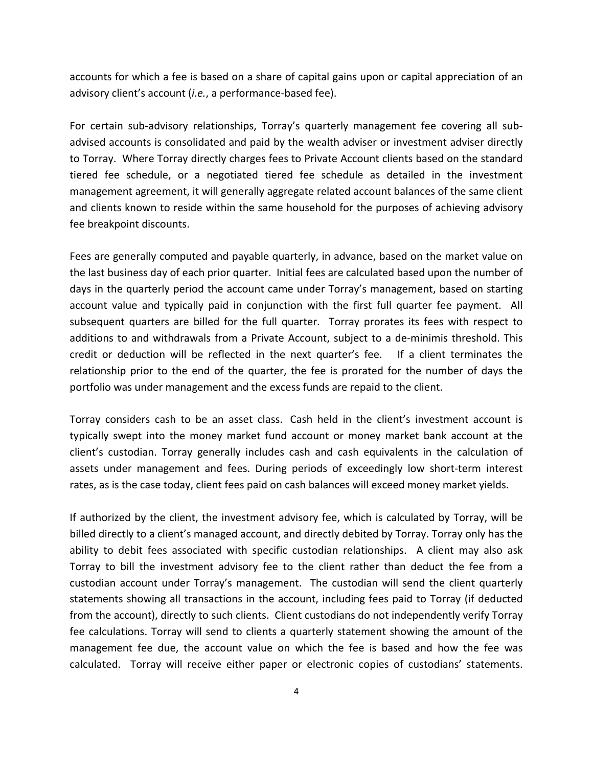accounts for which a fee is based on a share of capital gains upon or capital appreciation of an advisory client's account (*i.e.*, a performance-based fee).

For certain sub-advisory relationships, Torray's quarterly management fee covering all sub-advised accounts is consolidated and paid by the wealth adviser or investment adviser directly to Torray. Where Torray directly charges fees to Private Account clients based on the standard tiered fee schedule, or a negotiated tiered fee schedule as detailed in the investment management agreement, it will generally aggregate related account balances of the same client and clients known to reside within the same household for the purposes of achieving advisory fee breakpoint discounts.

Fees are generally computed and payable quarterly, in advance, based on the market value on the last business day of each prior quarter. Initial fees are calculated based upon the number of days in the quarterly period the account came under Torray's management, based on starting account value and typically paid in conjunction with the first full quarter fee payment. All subsequent quarters are billed for the full quarter. Torray prorates its fees with respect to additions to and withdrawals from a Private Account, subject to a de-minimis threshold. This credit or deduction will be reflected in the next quarter's fee. If a client terminates the relationship prior to the end of the quarter, the fee is prorated for the number of days the portfolio was under management and the excess funds are repaid to the client.

Torray considers cash to be an asset class. Cash held in the client's investment account is typically swept into the money market fund account or money market bank account at the client's custodian. Torray generally includes cash and cash equivalents in the calculation of assets under management and fees. During periods of exceedingly low short-term interest rates, as is the case today, client fees paid on cash balances will exceed money market yields.

If authorized by the client, the investment advisory fee, which is calculated by Torray, will be billed directly to a client's managed account, and directly debited by Torray. Torray only has the ability to debit fees associated with specific custodian relationships. A client may also ask Torray to bill the investment advisory fee to the client rather than deduct the fee from a custodian account under Torray's management. The custodian will send the client quarterly statements showing all transactions in the account, including fees paid to Torray (if deducted from the account), directly to such clients. Client custodians do not independently verify Torray fee calculations. Torray will send to clients a quarterly statement showing the amount of the management fee due, the account value on which the fee is based and how the fee was calculated. Torray will receive either paper or electronic copies of custodians' statements.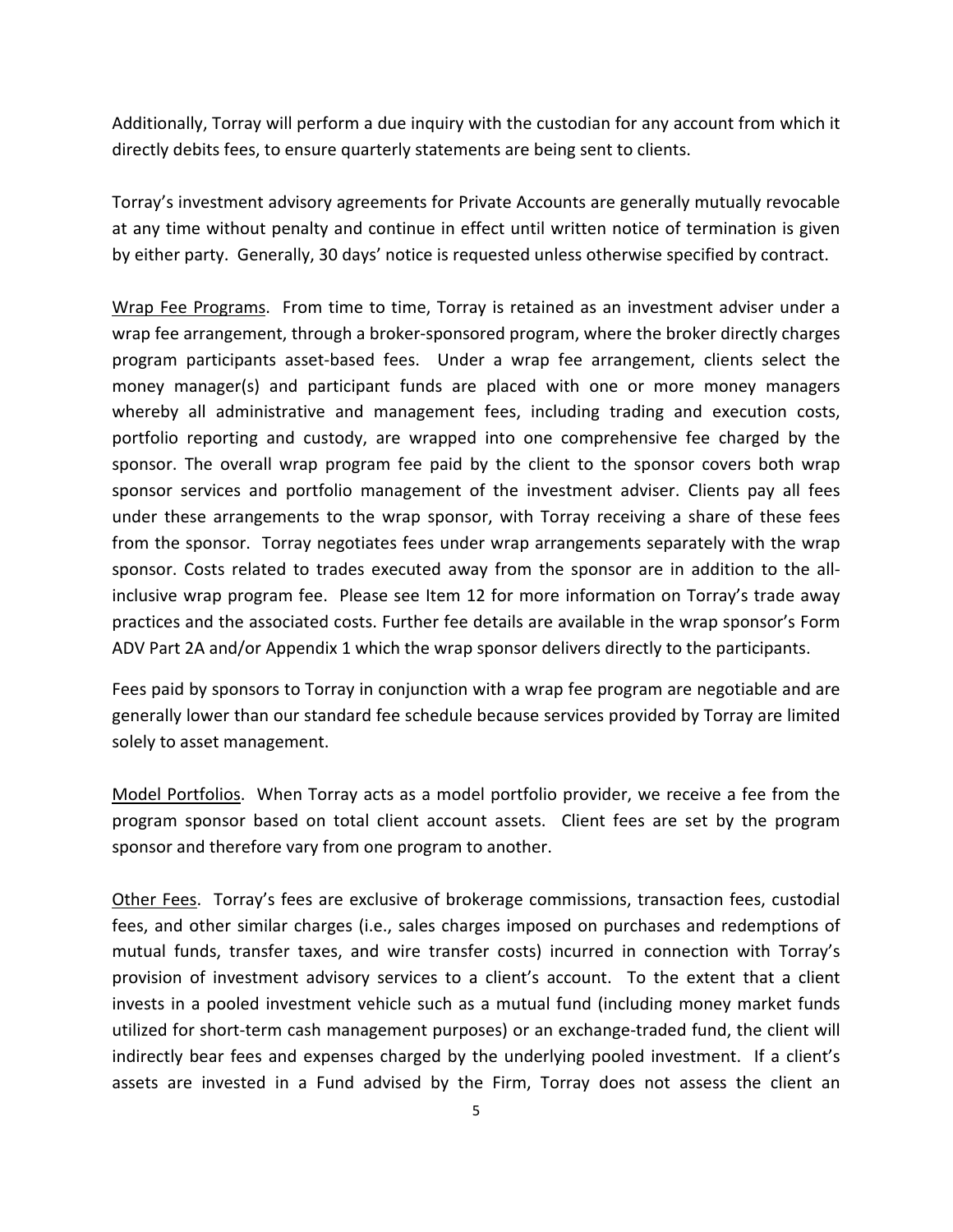Additionally, Torray will perform a due inquiry with the custodian for any account from which it directly debits fees, to ensure quarterly statements are being sent to clients.

Torray's investment advisory agreements for Private Accounts are generally mutually revocable at any time without penalty and continue in effect until written notice of termination is given by either party. Generally, 30 days' notice is requested unless otherwise specified by contract.

Wrap Fee Programs. From time to time, Torray is retained as an investment adviser under a wrap fee arrangement, through a broker-sponsored program, where the broker directly charges program participants asset-based fees. Under a wrap fee arrangement, clients select the money manager(s) and participant funds are placed with one or more money managers whereby all administrative and management fees, including trading and execution costs, portfolio reporting and custody, are wrapped into one comprehensive fee charged by the sponsor. The overall wrap program fee paid by the client to the sponsor covers both wrap sponsor services and portfolio management of the investment adviser. Clients pay all fees under these arrangements to the wrap sponsor, with Torray receiving a share of these fees from the sponsor. Torray negotiates fees under wrap arrangements separately with the wrap sponsor. Costs related to trades executed away from the sponsor are in addition to the all-inclusive wrap program fee. Please see Item 12 for more information on Torray's trade away practices and the associated costs. Further fee details are available in the wrap sponsor's Form ADV Part 2A and/or Appendix 1 which the wrap sponsor delivers directly to the participants.

Fees paid by sponsors to Torray in conjunction with a wrap fee program are negotiable and are generally lower than our standard fee schedule because services provided by Torray are limited solely to asset management.

Model Portfolios. When Torray acts as a model portfolio provider, we receive a fee from the program sponsor based on total client account assets. Client fees are set by the program sponsor and therefore vary from one program to another.

Other Fees. Torray's fees are exclusive of brokerage commissions, transaction fees, custodial fees, and other similar charges (i.e., sales charges imposed on purchases and redemptions of mutual funds, transfer taxes, and wire transfer costs) incurred in connection with Torray's provision of investment advisory services to a client's account. To the extent that a client invests in a pooled investment vehicle such as a mutual fund (including money market funds utilized for short-term cash management purposes) or an exchange-traded fund, the client will indirectly bear fees and expenses charged by the underlying pooled investment. If a client's assets are invested in a Fund advised by the Firm, Torray does not assess the client an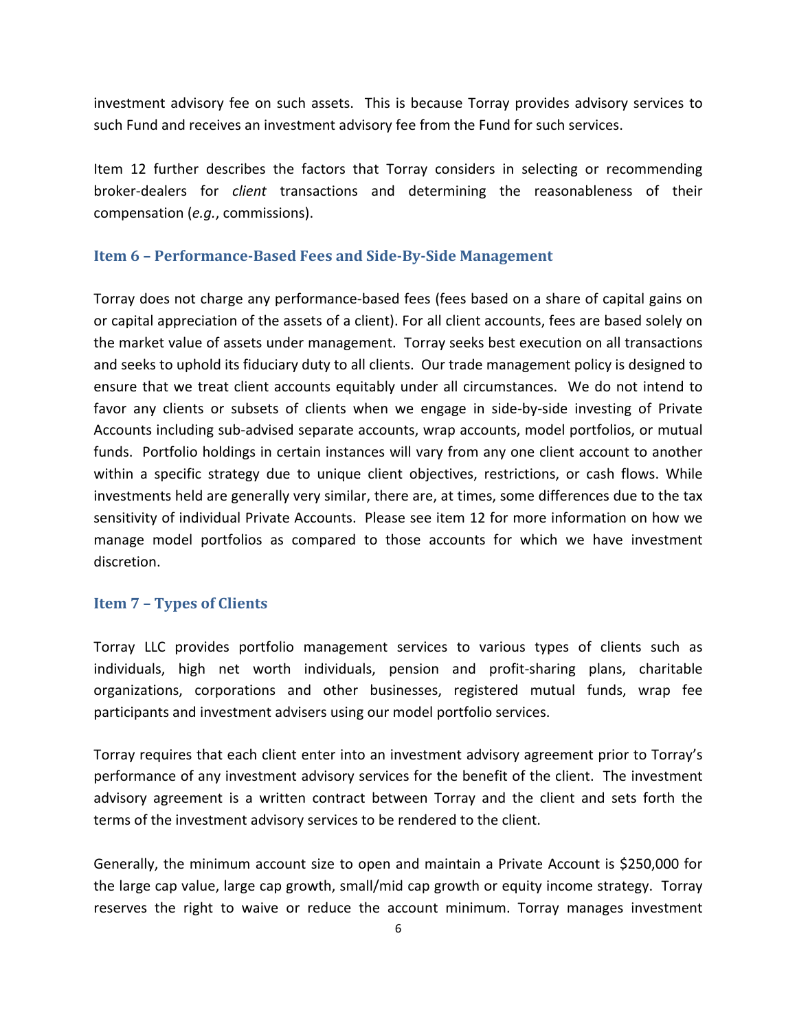investment advisory fee on such assets. This is because Torray provides advisory services to such Fund and receives an investment advisory fee from the Fund for such services.

Item 12 further describes the factors that Torray considers in selecting or recommending broker-dealers for *client* transactions and determining the reasonableness of their compensation (*e.g.*, commissions).

## Item 6 – Performance-Based Fees and Side-By-Side Management

Torray does not charge any performance-based fees (fees based on a share of capital gains on or capital appreciation of the assets of a client). For all client accounts, fees are based solely on the market value of assets under management. Torray seeks best execution on all transactions and seeks to uphold its fiduciary duty to all clients. Our trade management policy is designed to ensure that we treat client accounts equitably under all circumstances. We do not intend to favor any clients or subsets of clients when we engage in side-by-side investing of Private Accounts including sub-advised separate accounts, wrap accounts, model portfolios, or mutual funds. Portfolio holdings in certain instances will vary from any one client account to another within a specific strategy due to unique client objectives, restrictions, or cash flows. While investments held are generally very similar, there are, at times, some differences due to the tax sensitivity of individual Private Accounts. Please see item 12 for more information on how we manage model portfolios as compared to those accounts for which we have investment discretion.

## Item 7 – Types of Clients

Torray LLC provides portfolio management services to various types of clients such as individuals, high net worth individuals, pension and profit-sharing plans, charitable organizations, corporations and other businesses, registered mutual funds, wrap fee participants and investment advisers using our model portfolio services.

Torray requires that each client enter into an investment advisory agreement prior to Torray's performance of any investment advisory services for the benefit of the client. The investment advisory agreement is a written contract between Torray and the client and sets forth the terms of the investment advisory services to be rendered to the client.

Generally, the minimum account size to open and maintain a Private Account is $250,000 for the large cap value, large cap growth, small/mid cap growth or equity income strategy. Torray reserves the right to waive or reduce the account minimum. Torray manages investment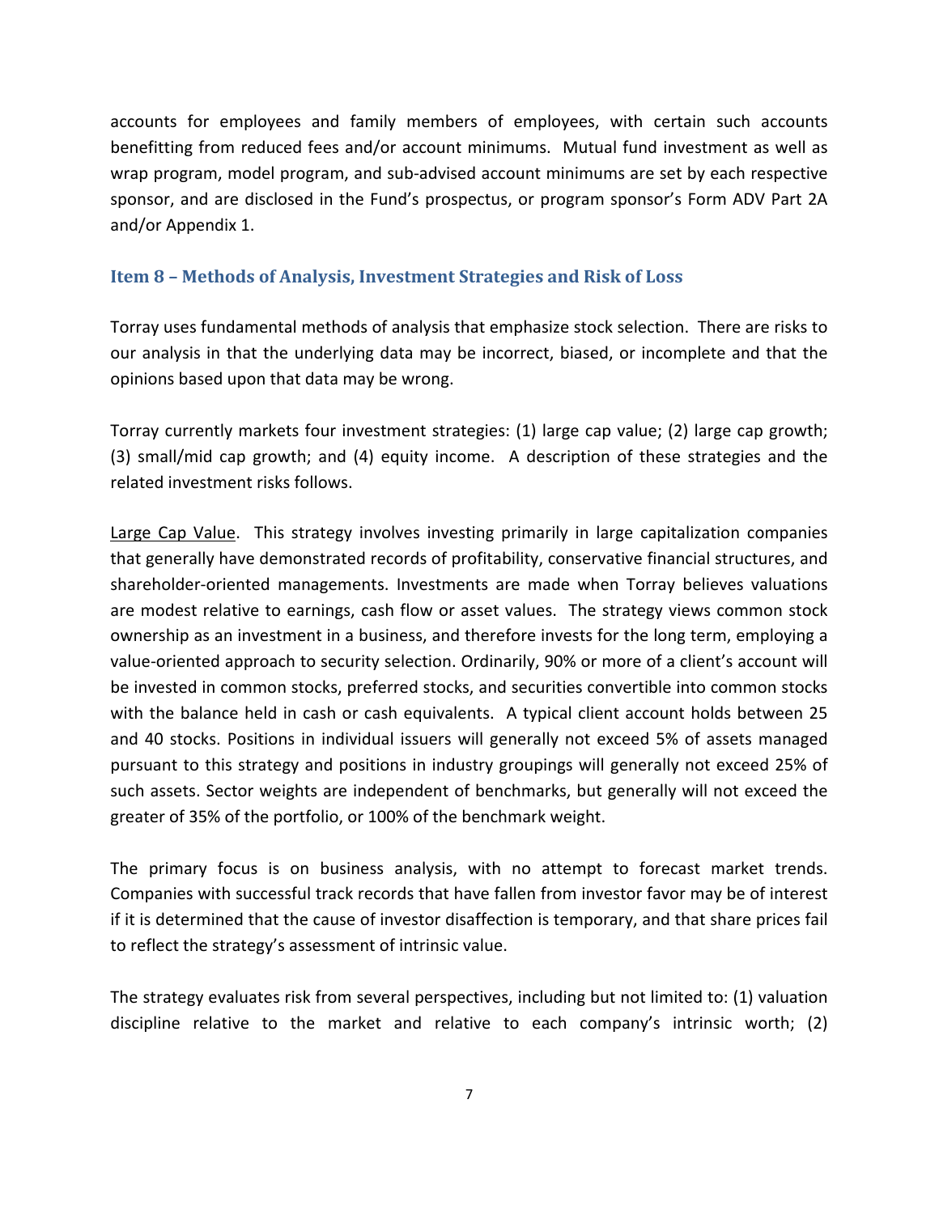accounts for employees and family members of employees, with certain such accounts benefitting from reduced fees and/or account minimums. Mutual fund investment as well as wrap program, model program, and sub-advised account minimums are set by each respective sponsor, and are disclosed in the Fund's prospectus, or program sponsor's Form ADV Part 2A and/or Appendix 1.

## Item 8 – Methods of Analysis, Investment Strategies and Risk of Loss

Torray uses fundamental methods of analysis that emphasize stock selection. There are risks to our analysis in that the underlying data may be incorrect, biased, or incomplete and that the opinions based upon that data may be wrong.

Torray currently markets four investment strategies: (1) large cap value; (2) large cap growth; (3) small/mid cap growth; and (4) equity income. A description of these strategies and the related investment risks follows.

Large Cap Value. This strategy involves investing primarily in large capitalization companies that generally have demonstrated records of profitability, conservative financial structures, and shareholder-oriented managements. Investments are made when Torray believes valuations are modest relative to earnings, cash flow or asset values. The strategy views common stock ownership as an investment in a business, and therefore invests for the long term, employing a value-oriented approach to security selection. Ordinarily, 90% or more of a client's account will be invested in common stocks, preferred stocks, and securities convertible into common stocks with the balance held in cash or cash equivalents. A typical client account holds between 25 and 40 stocks. Positions in individual issuers will generally not exceed 5% of assets managed pursuant to this strategy and positions in industry groupings will generally not exceed 25% of such assets. Sector weights are independent of benchmarks, but generally will not exceed the greater of 35% of the portfolio, or 100% of the benchmark weight.

The primary focus is on business analysis, with no attempt to forecast market trends. Companies with successful track records that have fallen from investor favor may be of interest if it is determined that the cause of investor disaffection is temporary, and that share prices fail to reflect the strategy's assessment of intrinsic value.

The strategy evaluates risk from several perspectives, including but not limited to: (1) valuation discipline relative to the market and relative to each company's intrinsic worth; (2)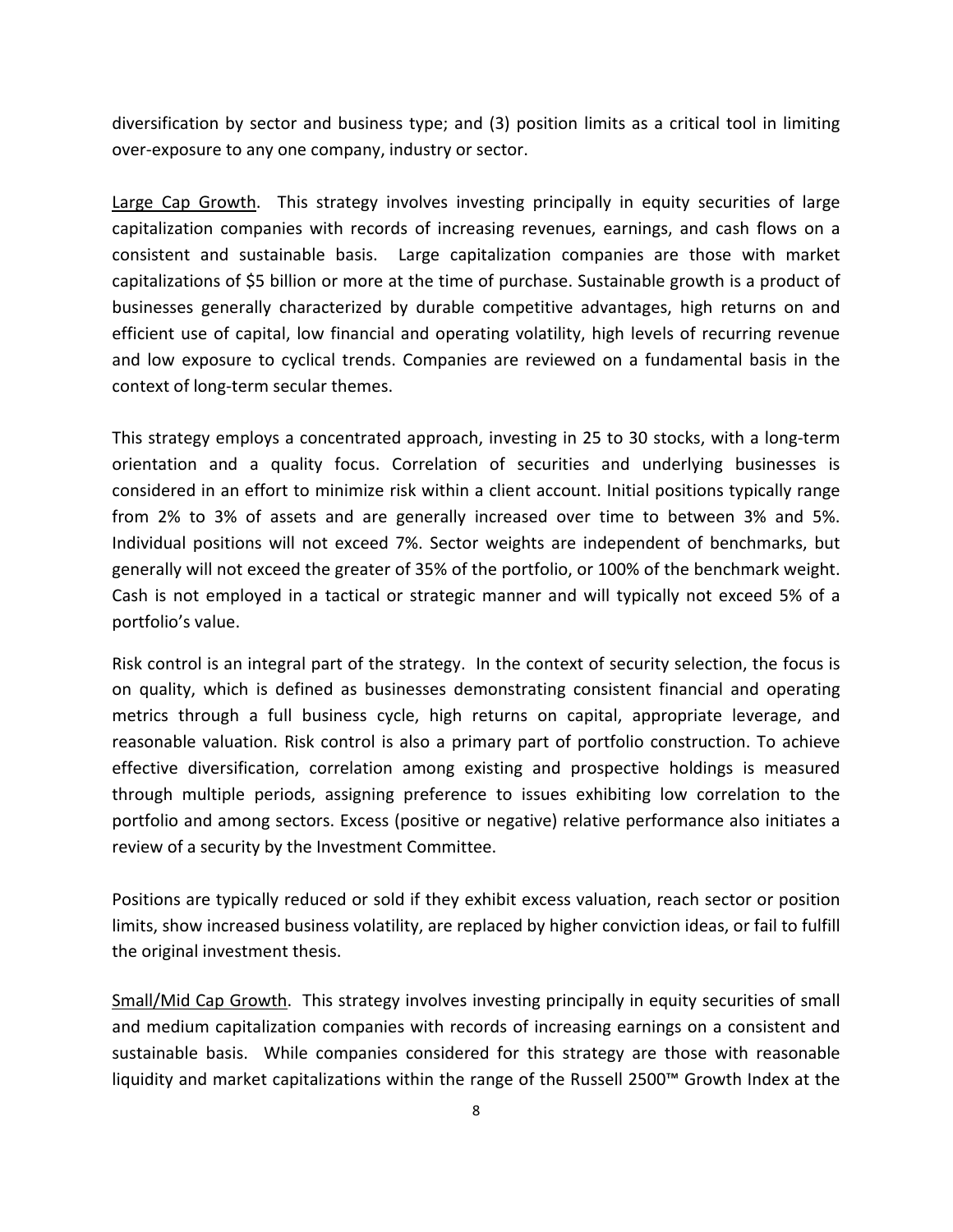diversification by sector and business type; and (3) position limits as a critical tool in limiting over-exposure to any one company, industry or sector.

Large Cap Growth. This strategy involves investing principally in equity securities of large capitalization companies with records of increasing revenues, earnings, and cash flows on a consistent and sustainable basis. Large capitalization companies are those with market capitalizations of $5 billion or more at the time of purchase. Sustainable growth is a product of businesses generally characterized by durable competitive advantages, high returns on and efficient use of capital, low financial and operating volatility, high levels of recurring revenue and low exposure to cyclical trends. Companies are reviewed on a fundamental basis in the context of long-term secular themes.

This strategy employs a concentrated approach, investing in 25 to 30 stocks, with a long-term orientation and a quality focus. Correlation of securities and underlying businesses is considered in an effort to minimize risk within a client account. Initial positions typically range from 2% to 3% of assets and are generally increased over time to between 3% and 5%. Individual positions will not exceed 7%. Sector weights are independent of benchmarks, but generally will not exceed the greater of 35% of the portfolio, or 100% of the benchmark weight. Cash is not employed in a tactical or strategic manner and will typically not exceed 5% of a portfolio's value.

Risk control is an integral part of the strategy. In the context of security selection, the focus is on quality, which is defined as businesses demonstrating consistent financial and operating metrics through a full business cycle, high returns on capital, appropriate leverage, and reasonable valuation. Risk control is also a primary part of portfolio construction. To achieve effective diversification, correlation among existing and prospective holdings is measured through multiple periods, assigning preference to issues exhibiting low correlation to the portfolio and among sectors. Excess (positive or negative) relative performance also initiates a review of a security by the Investment Committee.

Positions are typically reduced or sold if they exhibit excess valuation, reach sector or position limits, show increased business volatility, are replaced by higher conviction ideas, or fail to fulfill the original investment thesis.

Small/Mid Cap Growth. This strategy involves investing principally in equity securities of small and medium capitalization companies with records of increasing earnings on a consistent and sustainable basis. While companies considered for this strategy are those with reasonable liquidity and market capitalizations within the range of the Russell 2500™ Growth Index at the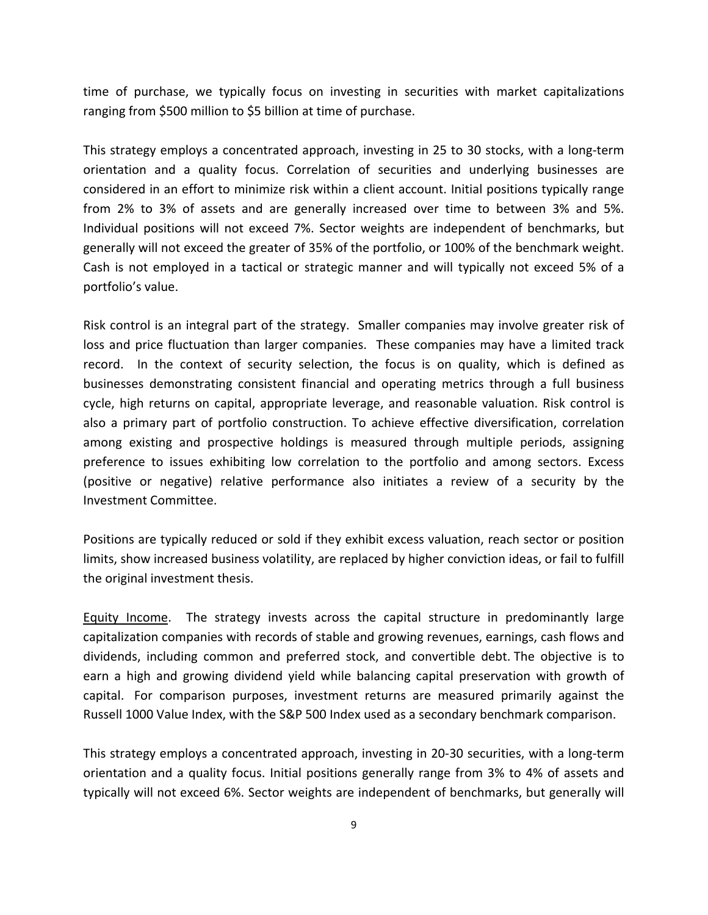time of purchase, we typically focus on investing in securities with market capitalizations ranging from $500 million to $5 billion at time of purchase.

This strategy employs a concentrated approach, investing in 25 to 30 stocks, with a long-term orientation and a quality focus. Correlation of securities and underlying businesses are considered in an effort to minimize risk within a client account. Initial positions typically range from 2% to 3% of assets and are generally increased over time to between 3% and 5%. Individual positions will not exceed 7%. Sector weights are independent of benchmarks, but generally will not exceed the greater of 35% of the portfolio, or 100% of the benchmark weight. Cash is not employed in a tactical or strategic manner and will typically not exceed 5% of a portfolio's value.

Risk control is an integral part of the strategy. Smaller companies may involve greater risk of loss and price fluctuation than larger companies. These companies may have a limited track record. In the context of security selection, the focus is on quality, which is defined as businesses demonstrating consistent financial and operating metrics through a full business cycle, high returns on capital, appropriate leverage, and reasonable valuation. Risk control is also a primary part of portfolio construction. To achieve effective diversification, correlation among existing and prospective holdings is measured through multiple periods, assigning preference to issues exhibiting low correlation to the portfolio and among sectors. Excess (positive or negative) relative performance also initiates a review of a security by the Investment Committee.

Positions are typically reduced or sold if they exhibit excess valuation, reach sector or position limits, show increased business volatility, are replaced by higher conviction ideas, or fail to fulfill the original investment thesis.

<u>Equity Income</u>. The strategy invests across the capital structure in predominantly large capitalization companies with records of stable and growing revenues, earnings, cash flows and dividends, including common and preferred stock, and convertible debt. The objective is to earn a high and growing dividend yield while balancing capital preservation with growth of capital. For comparison purposes, investment returns are measured primarily against the Russell 1000 Value Index, with the S&P 500 Index used as a secondary benchmark comparison.

This strategy employs a concentrated approach, investing in 20-30 securities, with a long-term orientation and a quality focus. Initial positions generally range from 3% to 4% of assets and typically will not exceed 6%. Sector weights are independent of benchmarks, but generally will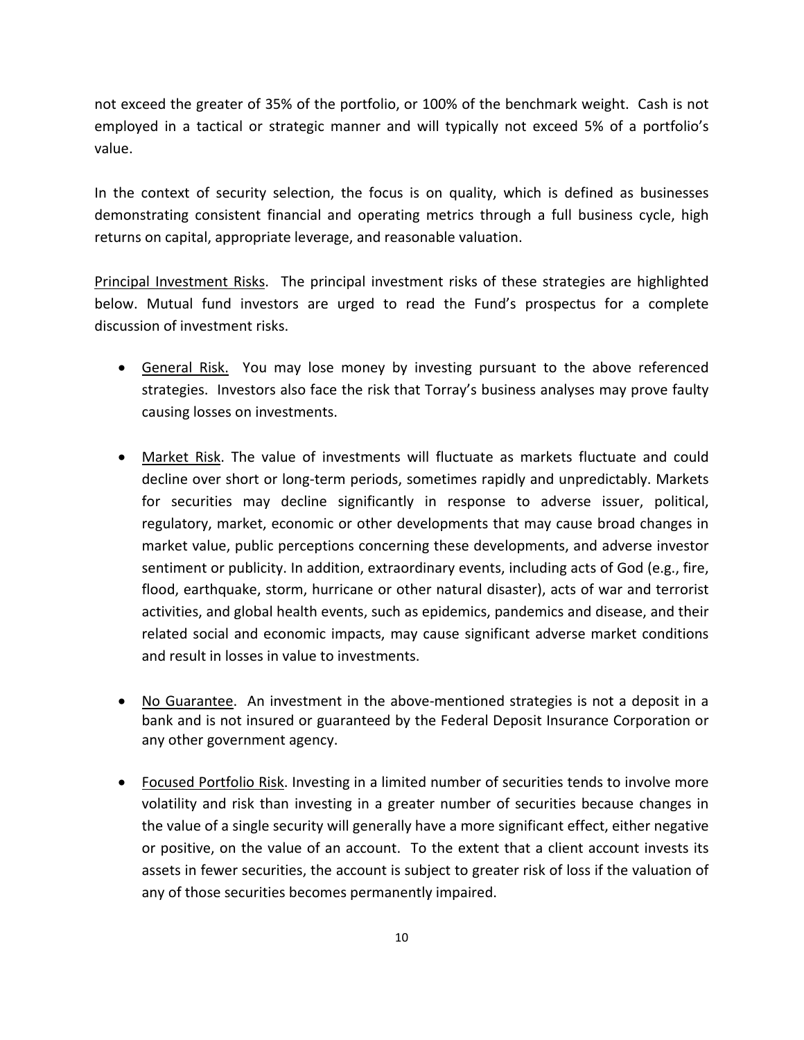not exceed the greater of 35% of the portfolio, or 100% of the benchmark weight. Cash is not employed in a tactical or strategic manner and will typically not exceed 5% of a portfolio's value.

In the context of security selection, the focus is on quality, which is defined as businesses demonstrating consistent financial and operating metrics through a full business cycle, high returns on capital, appropriate leverage, and reasonable valuation.

Principal Investment Risks. The principal investment risks of these strategies are highlighted below. Mutual fund investors are urged to read the Fund's prospectus for a complete discussion of investment risks.

- General Risk. You may lose money by investing pursuant to the above referenced strategies. Investors also face the risk that Torray's business analyses may prove faulty causing losses on investments.

- Market Risk. The value of investments will fluctuate as markets fluctuate and could decline over short or long-term periods, sometimes rapidly and unpredictably. Markets for securities may decline significantly in response to adverse issuer, political, regulatory, market, economic or other developments that may cause broad changes in market value, public perceptions concerning these developments, and adverse investor sentiment or publicity. In addition, extraordinary events, including acts of God (e.g., fire, flood, earthquake, storm, hurricane or other natural disaster), acts of war and terrorist activities, and global health events, such as epidemics, pandemics and disease, and their related social and economic impacts, may cause significant adverse market conditions and result in losses in value to investments.

- No Guarantee. An investment in the above-mentioned strategies is not a deposit in a bank and is not insured or guaranteed by the Federal Deposit Insurance Corporation or any other government agency.

- Focused Portfolio Risk. Investing in a limited number of securities tends to involve more volatility and risk than investing in a greater number of securities because changes in the value of a single security will generally have a more significant effect, either negative or positive, on the value of an account. To the extent that a client account invests its assets in fewer securities, the account is subject to greater risk of loss if the valuation of any of those securities becomes permanently impaired.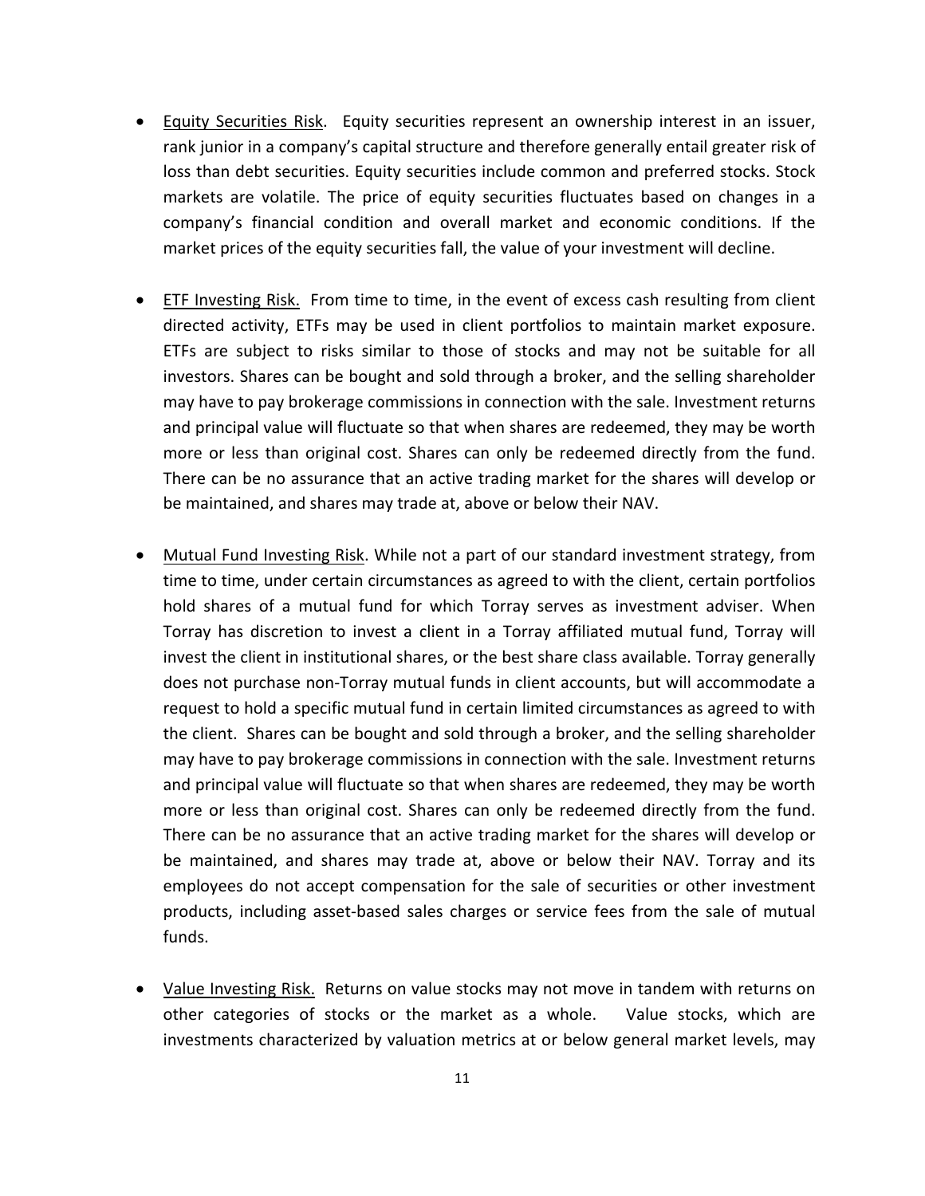- Equity Securities Risk. Equity securities represent an ownership interest in an issuer, rank junior in a company's capital structure and therefore generally entail greater risk of loss than debt securities. Equity securities include common and preferred stocks. Stock markets are volatile. The price of equity securities fluctuates based on changes in a company's financial condition and overall market and economic conditions. If the market prices of the equity securities fall, the value of your investment will decline.

- ETF Investing Risk. From time to time, in the event of excess cash resulting from client directed activity, ETFs may be used in client portfolios to maintain market exposure. ETFs are subject to risks similar to those of stocks and may not be suitable for all investors. Shares can be bought and sold through a broker, and the selling shareholder may have to pay brokerage commissions in connection with the sale. Investment returns and principal value will fluctuate so that when shares are redeemed, they may be worth more or less than original cost. Shares can only be redeemed directly from the fund. There can be no assurance that an active trading market for the shares will develop or be maintained, and shares may trade at, above or below their NAV.

- Mutual Fund Investing Risk. While not a part of our standard investment strategy, from time to time, under certain circumstances as agreed to with the client, certain portfolios hold shares of a mutual fund for which Torray serves as investment adviser. When Torray has discretion to invest a client in a Torray affiliated mutual fund, Torray will invest the client in institutional shares, or the best share class available. Torray generally does not purchase non-Torray mutual funds in client accounts, but will accommodate a request to hold a specific mutual fund in certain limited circumstances as agreed to with the client. Shares can be bought and sold through a broker, and the selling shareholder may have to pay brokerage commissions in connection with the sale. Investment returns and principal value will fluctuate so that when shares are redeemed, they may be worth more or less than original cost. Shares can only be redeemed directly from the fund. There can be no assurance that an active trading market for the shares will develop or be maintained, and shares may trade at, above or below their NAV. Torray and its employees do not accept compensation for the sale of securities or other investment products, including asset-based sales charges or service fees from the sale of mutual funds.

- Value Investing Risk. Returns on value stocks may not move in tandem with returns on other categories of stocks or the market as a whole. Value stocks, which are investments characterized by valuation metrics at or below general market levels, may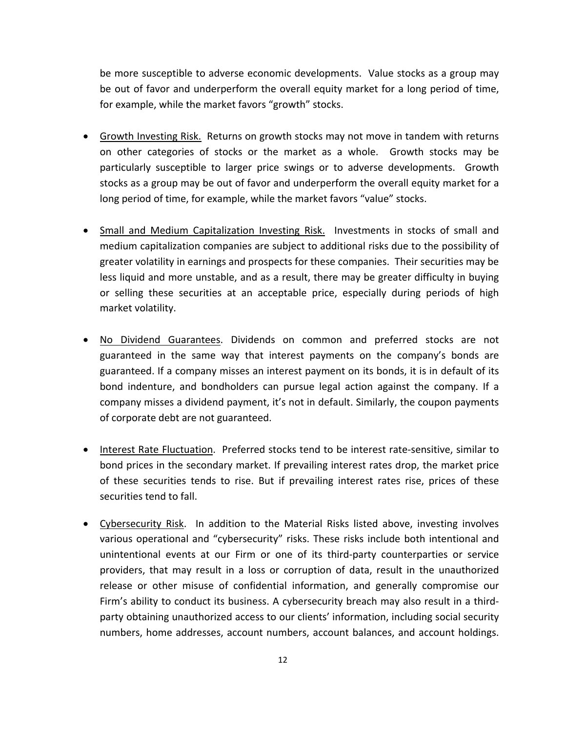be more susceptible to adverse economic developments. Value stocks as a group may be out of favor and underperform the overall equity market for a long period of time, for example, while the market favors "growth" stocks.

- Growth Investing Risk. Returns on growth stocks may not move in tandem with returns on other categories of stocks or the market as a whole. Growth stocks may be particularly susceptible to larger price swings or to adverse developments. Growth stocks as a group may be out of favor and underperform the overall equity market for a long period of time, for example, while the market favors "value" stocks.

- Small and Medium Capitalization Investing Risk. Investments in stocks of small and medium capitalization companies are subject to additional risks due to the possibility of greater volatility in earnings and prospects for these companies. Their securities may be less liquid and more unstable, and as a result, there may be greater difficulty in buying or selling these securities at an acceptable price, especially during periods of high market volatility.

- No Dividend Guarantees. Dividends on common and preferred stocks are not guaranteed in the same way that interest payments on the company's bonds are guaranteed. If a company misses an interest payment on its bonds, it is in default of its bond indenture, and bondholders can pursue legal action against the company. If a company misses a dividend payment, it's not in default. Similarly, the coupon payments of corporate debt are not guaranteed.

- Interest Rate Fluctuation. Preferred stocks tend to be interest rate-sensitive, similar to bond prices in the secondary market. If prevailing interest rates drop, the market price of these securities tends to rise. But if prevailing interest rates rise, prices of these securities tend to fall.

- Cybersecurity Risk. In addition to the Material Risks listed above, investing involves various operational and "cybersecurity" risks. These risks include both intentional and unintentional events at our Firm or one of its third-party counterparties or service providers, that may result in a loss or corruption of data, result in the unauthorized release or other misuse of confidential information, and generally compromise our Firm's ability to conduct its business. A cybersecurity breach may also result in a third-party obtaining unauthorized access to our clients' information, including social security numbers, home addresses, account numbers, account balances, and account holdings.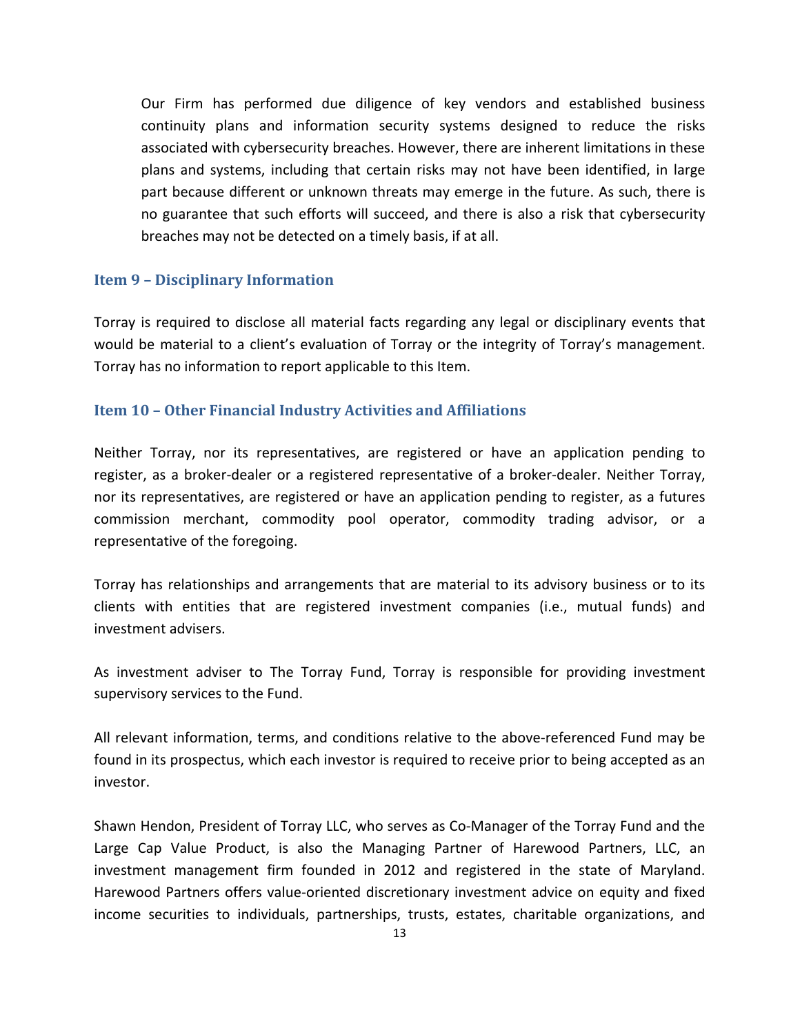Our Firm has performed due diligence of key vendors and established business continuity plans and information security systems designed to reduce the risks associated with cybersecurity breaches. However, there are inherent limitations in these plans and systems, including that certain risks may not have been identified, in large part because different or unknown threats may emerge in the future. As such, there is no guarantee that such efforts will succeed, and there is also a risk that cybersecurity breaches may not be detected on a timely basis, if at all.

## Item 9 – Disciplinary Information

Torray is required to disclose all material facts regarding any legal or disciplinary events that would be material to a client's evaluation of Torray or the integrity of Torray's management. Torray has no information to report applicable to this Item.

## Item 10 – Other Financial Industry Activities and Affiliations

Neither Torray, nor its representatives, are registered or have an application pending to register, as a broker-dealer or a registered representative of a broker-dealer. Neither Torray, nor its representatives, are registered or have an application pending to register, as a futures commission merchant, commodity pool operator, commodity trading advisor, or a representative of the foregoing.

Torray has relationships and arrangements that are material to its advisory business or to its clients with entities that are registered investment companies (i.e., mutual funds) and investment advisers.

As investment adviser to The Torray Fund, Torray is responsible for providing investment supervisory services to the Fund.

All relevant information, terms, and conditions relative to the above-referenced Fund may be found in its prospectus, which each investor is required to receive prior to being accepted as an investor.

Shawn Hendon, President of Torray LLC, who serves as Co-Manager of the Torray Fund and the Large Cap Value Product, is also the Managing Partner of Harewood Partners, LLC, an investment management firm founded in 2012 and registered in the state of Maryland. Harewood Partners offers value-oriented discretionary investment advice on equity and fixed income securities to individuals, partnerships, trusts, estates, charitable organizations, and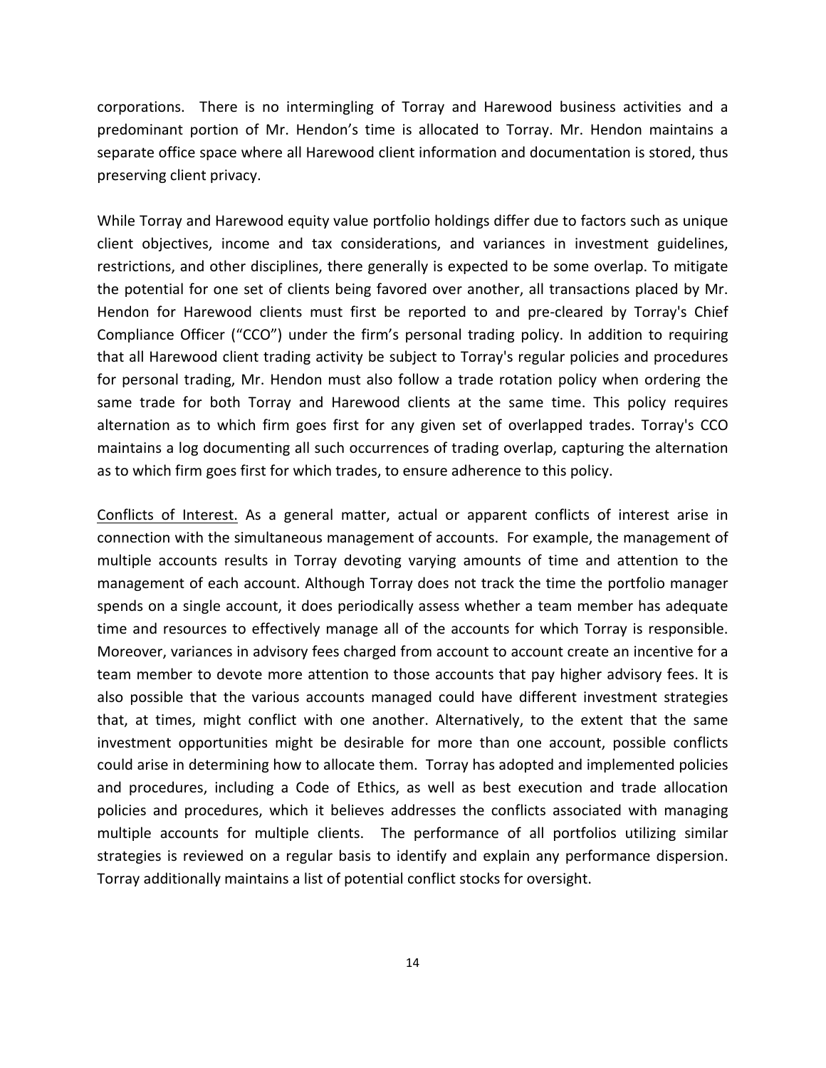corporations. There is no intermingling of Torray and Harewood business activities and a predominant portion of Mr. Hendon's time is allocated to Torray. Mr. Hendon maintains a separate office space where all Harewood client information and documentation is stored, thus preserving client privacy.

While Torray and Harewood equity value portfolio holdings differ due to factors such as unique client objectives, income and tax considerations, and variances in investment guidelines, restrictions, and other disciplines, there generally is expected to be some overlap. To mitigate the potential for one set of clients being favored over another, all transactions placed by Mr. Hendon for Harewood clients must first be reported to and pre-cleared by Torray's Chief Compliance Officer ("CCO") under the firm's personal trading policy. In addition to requiring that all Harewood client trading activity be subject to Torray's regular policies and procedures for personal trading, Mr. Hendon must also follow a trade rotation policy when ordering the same trade for both Torray and Harewood clients at the same time. This policy requires alternation as to which firm goes first for any given set of overlapped trades. Torray's CCO maintains a log documenting all such occurrences of trading overlap, capturing the alternation as to which firm goes first for which trades, to ensure adherence to this policy.

Conflicts of Interest. As a general matter, actual or apparent conflicts of interest arise in connection with the simultaneous management of accounts. For example, the management of multiple accounts results in Torray devoting varying amounts of time and attention to the management of each account. Although Torray does not track the time the portfolio manager spends on a single account, it does periodically assess whether a team member has adequate time and resources to effectively manage all of the accounts for which Torray is responsible. Moreover, variances in advisory fees charged from account to account create an incentive for a team member to devote more attention to those accounts that pay higher advisory fees. It is also possible that the various accounts managed could have different investment strategies that, at times, might conflict with one another. Alternatively, to the extent that the same investment opportunities might be desirable for more than one account, possible conflicts could arise in determining how to allocate them. Torray has adopted and implemented policies and procedures, including a Code of Ethics, as well as best execution and trade allocation policies and procedures, which it believes addresses the conflicts associated with managing multiple accounts for multiple clients. The performance of all portfolios utilizing similar strategies is reviewed on a regular basis to identify and explain any performance dispersion. Torray additionally maintains a list of potential conflict stocks for oversight.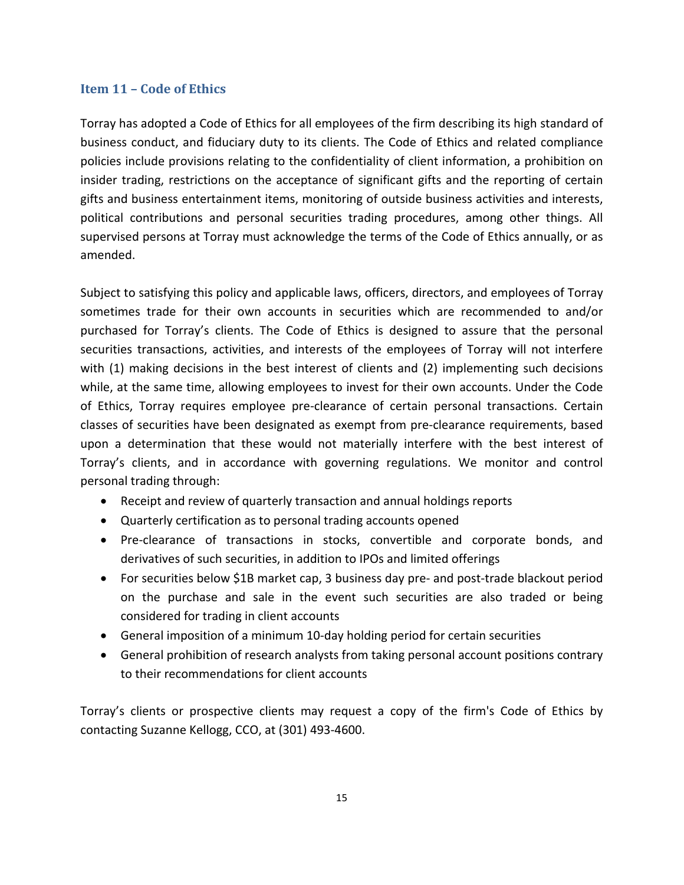## Item 11 – Code of Ethics

Torray has adopted a Code of Ethics for all employees of the firm describing its high standard of business conduct, and fiduciary duty to its clients. The Code of Ethics and related compliance policies include provisions relating to the confidentiality of client information, a prohibition on insider trading, restrictions on the acceptance of significant gifts and the reporting of certain gifts and business entertainment items, monitoring of outside business activities and interests, political contributions and personal securities trading procedures, among other things. All supervised persons at Torray must acknowledge the terms of the Code of Ethics annually, or as amended.

Subject to satisfying this policy and applicable laws, officers, directors, and employees of Torray sometimes trade for their own accounts in securities which are recommended to and/or purchased for Torray's clients. The Code of Ethics is designed to assure that the personal securities transactions, activities, and interests of the employees of Torray will not interfere with (1) making decisions in the best interest of clients and (2) implementing such decisions while, at the same time, allowing employees to invest for their own accounts. Under the Code of Ethics, Torray requires employee pre-clearance of certain personal transactions. Certain classes of securities have been designated as exempt from pre-clearance requirements, based upon a determination that these would not materially interfere with the best interest of Torray's clients, and in accordance with governing regulations. We monitor and control personal trading through:

- Receipt and review of quarterly transaction and annual holdings reports
- Quarterly certification as to personal trading accounts opened
- Pre-clearance of transactions in stocks, convertible and corporate bonds, and derivatives of such securities, in addition to IPOs and limited offerings
- For securities below $1B market cap, 3 business day pre- and post-trade blackout period on the purchase and sale in the event such securities are also traded or being considered for trading in client accounts
- General imposition of a minimum 10-day holding period for certain securities
- General prohibition of research analysts from taking personal account positions contrary to their recommendations for client accounts

Torray's clients or prospective clients may request a copy of the firm's Code of Ethics by contacting Suzanne Kellogg, CCO, at (301) 493-4600.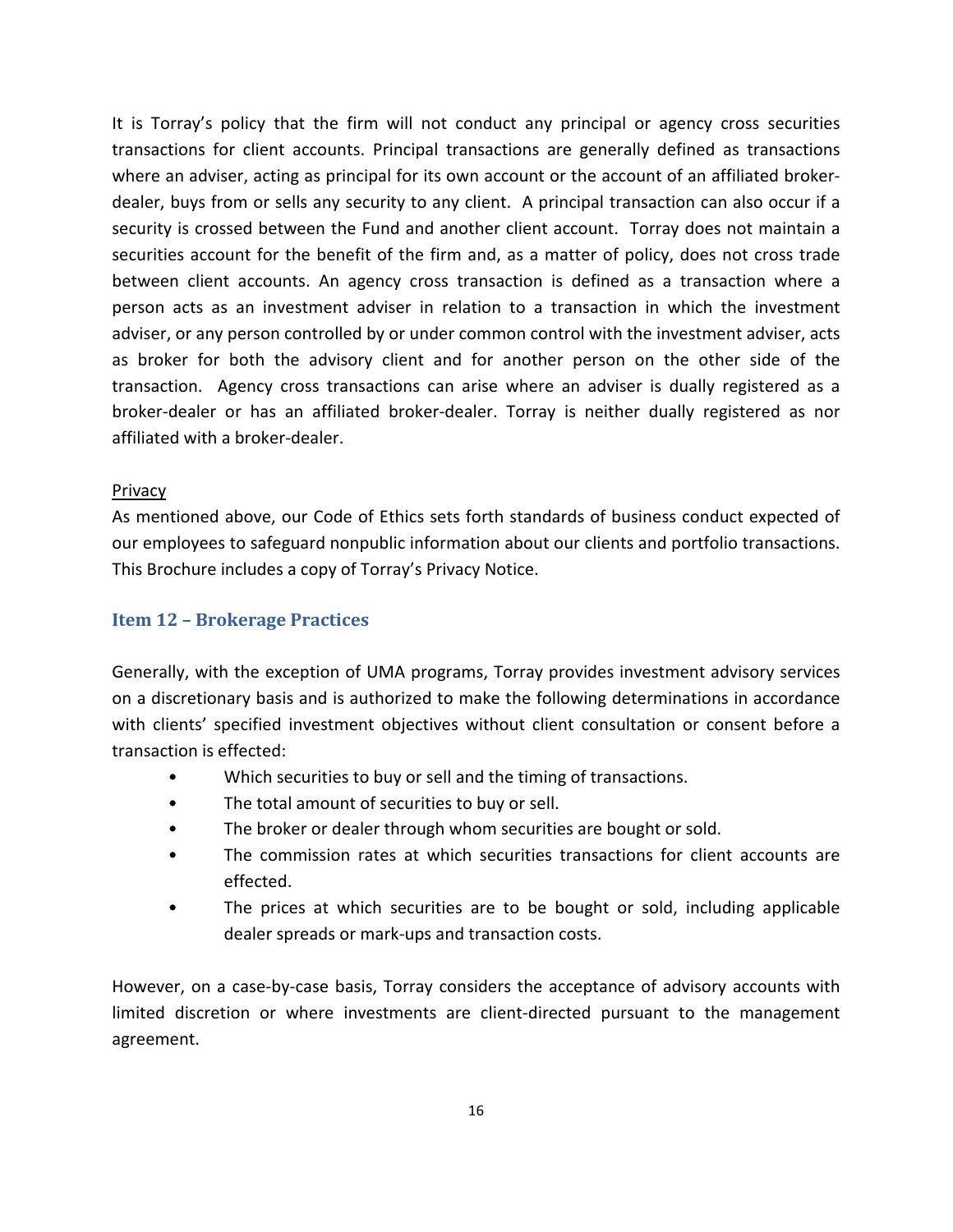It is Torray's policy that the firm will not conduct any principal or agency cross securities transactions for client accounts. Principal transactions are generally defined as transactions where an adviser, acting as principal for its own account or the account of an affiliated broker-dealer, buys from or sells any security to any client. A principal transaction can also occur if a security is crossed between the Fund and another client account. Torray does not maintain a securities account for the benefit of the firm and, as a matter of policy, does not cross trade between client accounts. An agency cross transaction is defined as a transaction where a person acts as an investment adviser in relation to a transaction in which the investment adviser, or any person controlled by or under common control with the investment adviser, acts as broker for both the advisory client and for another person on the other side of the transaction. Agency cross transactions can arise where an adviser is dually registered as a broker-dealer or has an affiliated broker-dealer. Torray is neither dually registered as nor affiliated with a broker-dealer.

Privacy

As mentioned above, our Code of Ethics sets forth standards of business conduct expected of our employees to safeguard nonpublic information about our clients and portfolio transactions. This Brochure includes a copy of Torray's Privacy Notice.

## Item 12 – Brokerage Practices

Generally, with the exception of UMA programs, Torray provides investment advisory services on a discretionary basis and is authorized to make the following determinations in accordance with clients' specified investment objectives without client consultation or consent before a transaction is effected:

- Which securities to buy or sell and the timing of transactions.
- The total amount of securities to buy or sell.
- The broker or dealer through whom securities are bought or sold.
- The commission rates at which securities transactions for client accounts are effected.
- The prices at which securities are to be bought or sold, including applicable dealer spreads or mark-ups and transaction costs.

However, on a case-by-case basis, Torray considers the acceptance of advisory accounts with limited discretion or where investments are client-directed pursuant to the management agreement.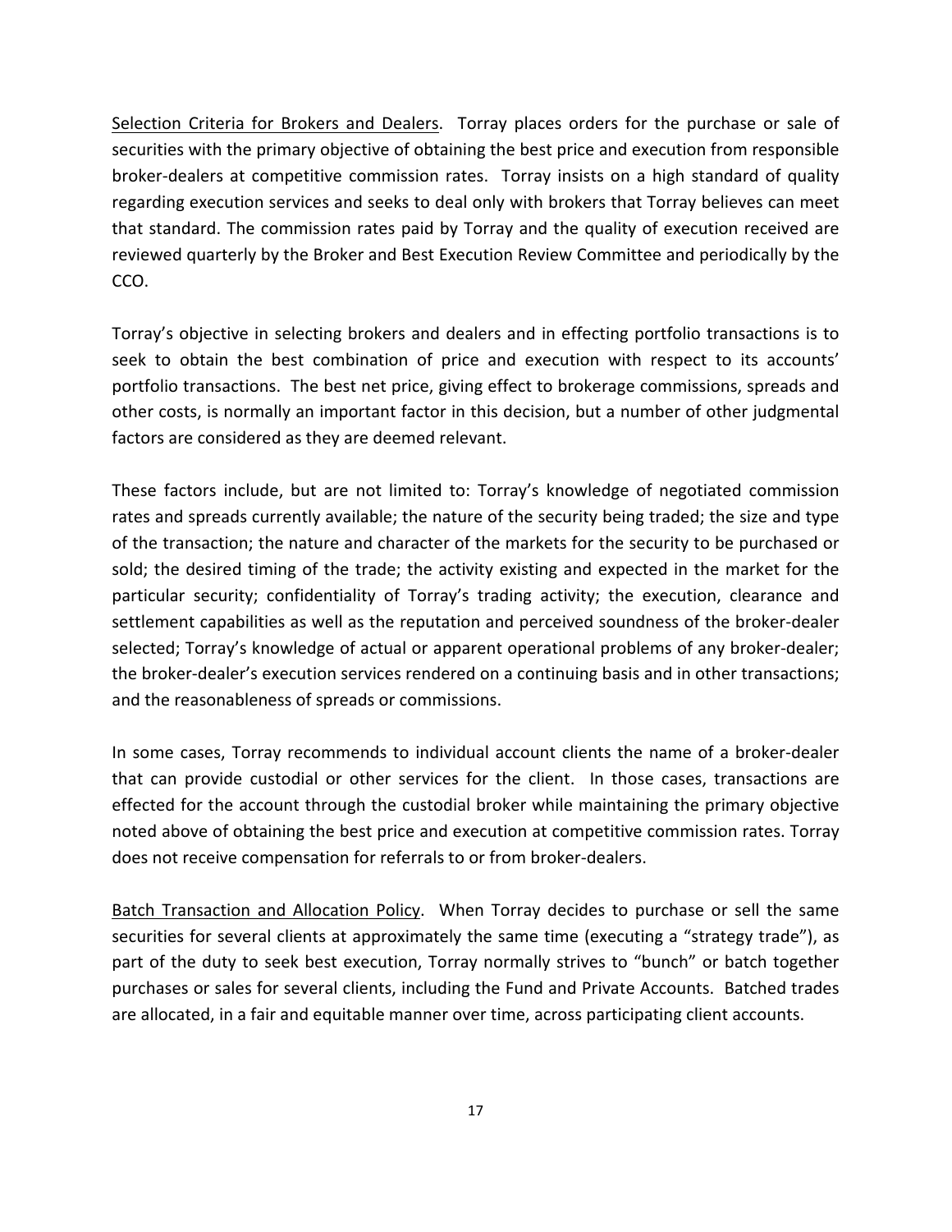<u>Selection Criteria for Brokers and Dealers</u>. Torray places orders for the purchase or sale of securities with the primary objective of obtaining the best price and execution from responsible broker-dealers at competitive commission rates. Torray insists on a high standard of quality regarding execution services and seeks to deal only with brokers that Torray believes can meet that standard. The commission rates paid by Torray and the quality of execution received are reviewed quarterly by the Broker and Best Execution Review Committee and periodically by the CCO.

Torray's objective in selecting brokers and dealers and in effecting portfolio transactions is to seek to obtain the best combination of price and execution with respect to its accounts' portfolio transactions. The best net price, giving effect to brokerage commissions, spreads and other costs, is normally an important factor in this decision, but a number of other judgmental factors are considered as they are deemed relevant.

These factors include, but are not limited to: Torray's knowledge of negotiated commission rates and spreads currently available; the nature of the security being traded; the size and type of the transaction; the nature and character of the markets for the security to be purchased or sold; the desired timing of the trade; the activity existing and expected in the market for the particular security; confidentiality of Torray's trading activity; the execution, clearance and settlement capabilities as well as the reputation and perceived soundness of the broker-dealer selected; Torray's knowledge of actual or apparent operational problems of any broker-dealer; the broker-dealer's execution services rendered on a continuing basis and in other transactions; and the reasonableness of spreads or commissions.

In some cases, Torray recommends to individual account clients the name of a broker-dealer that can provide custodial or other services for the client. In those cases, transactions are effected for the account through the custodial broker while maintaining the primary objective noted above of obtaining the best price and execution at competitive commission rates. Torray does not receive compensation for referrals to or from broker-dealers.

<u>Batch Transaction and Allocation Policy</u>. When Torray decides to purchase or sell the same securities for several clients at approximately the same time (executing a "strategy trade"), as part of the duty to seek best execution, Torray normally strives to "bunch" or batch together purchases or sales for several clients, including the Fund and Private Accounts. Batched trades are allocated, in a fair and equitable manner over time, across participating client accounts.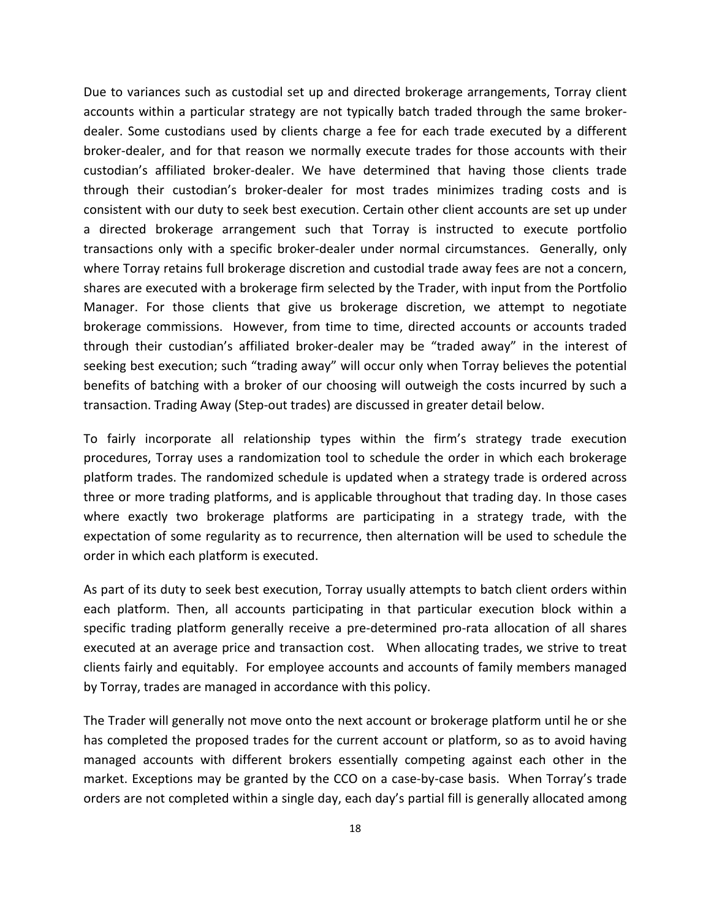Due to variances such as custodial set up and directed brokerage arrangements, Torray client accounts within a particular strategy are not typically batch traded through the same broker-dealer. Some custodians used by clients charge a fee for each trade executed by a different broker-dealer, and for that reason we normally execute trades for those accounts with their custodian's affiliated broker-dealer. We have determined that having those clients trade through their custodian's broker-dealer for most trades minimizes trading costs and is consistent with our duty to seek best execution. Certain other client accounts are set up under a directed brokerage arrangement such that Torray is instructed to execute portfolio transactions only with a specific broker-dealer under normal circumstances. Generally, only where Torray retains full brokerage discretion and custodial trade away fees are not a concern, shares are executed with a brokerage firm selected by the Trader, with input from the Portfolio Manager. For those clients that give us brokerage discretion, we attempt to negotiate brokerage commissions. However, from time to time, directed accounts or accounts traded through their custodian's affiliated broker-dealer may be "traded away" in the interest of seeking best execution; such "trading away" will occur only when Torray believes the potential benefits of batching with a broker of our choosing will outweigh the costs incurred by such a transaction. Trading Away (Step-out trades) are discussed in greater detail below.

To fairly incorporate all relationship types within the firm's strategy trade execution procedures, Torray uses a randomization tool to schedule the order in which each brokerage platform trades. The randomized schedule is updated when a strategy trade is ordered across three or more trading platforms, and is applicable throughout that trading day. In those cases where exactly two brokerage platforms are participating in a strategy trade, with the expectation of some regularity as to recurrence, then alternation will be used to schedule the order in which each platform is executed.

As part of its duty to seek best execution, Torray usually attempts to batch client orders within each platform. Then, all accounts participating in that particular execution block within a specific trading platform generally receive a pre-determined pro-rata allocation of all shares executed at an average price and transaction cost. When allocating trades, we strive to treat clients fairly and equitably. For employee accounts and accounts of family members managed by Torray, trades are managed in accordance with this policy.

The Trader will generally not move onto the next account or brokerage platform until he or she has completed the proposed trades for the current account or platform, so as to avoid having managed accounts with different brokers essentially competing against each other in the market. Exceptions may be granted by the CCO on a case-by-case basis. When Torray's trade orders are not completed within a single day, each day's partial fill is generally allocated among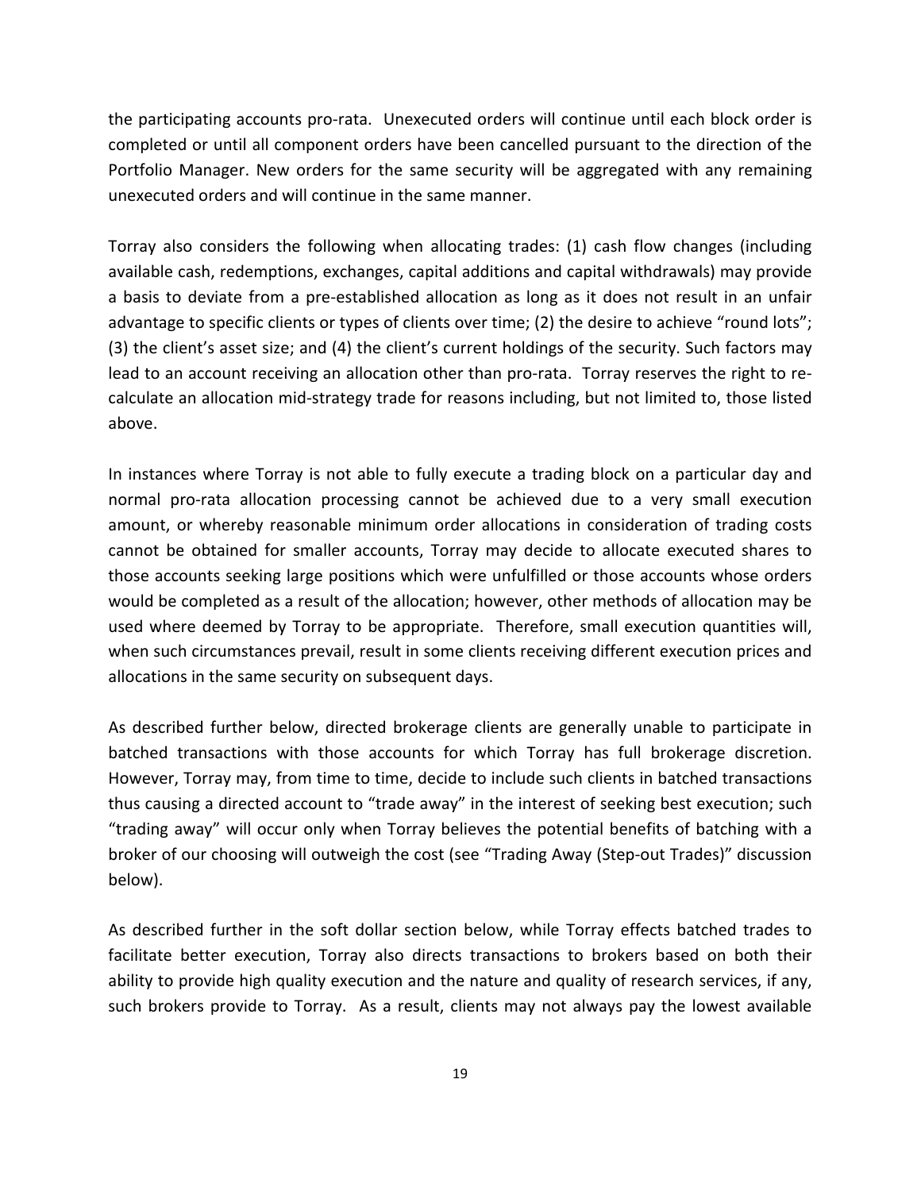the participating accounts pro-rata. Unexecuted orders will continue until each block order is completed or until all component orders have been cancelled pursuant to the direction of the Portfolio Manager. New orders for the same security will be aggregated with any remaining unexecuted orders and will continue in the same manner.

Torray also considers the following when allocating trades: (1) cash flow changes (including available cash, redemptions, exchanges, capital additions and capital withdrawals) may provide a basis to deviate from a pre-established allocation as long as it does not result in an unfair advantage to specific clients or types of clients over time; (2) the desire to achieve "round lots"; (3) the client's asset size; and (4) the client's current holdings of the security. Such factors may lead to an account receiving an allocation other than pro-rata. Torray reserves the right to re-calculate an allocation mid-strategy trade for reasons including, but not limited to, those listed above.

In instances where Torray is not able to fully execute a trading block on a particular day and normal pro-rata allocation processing cannot be achieved due to a very small execution amount, or whereby reasonable minimum order allocations in consideration of trading costs cannot be obtained for smaller accounts, Torray may decide to allocate executed shares to those accounts seeking large positions which were unfulfilled or those accounts whose orders would be completed as a result of the allocation; however, other methods of allocation may be used where deemed by Torray to be appropriate. Therefore, small execution quantities will, when such circumstances prevail, result in some clients receiving different execution prices and allocations in the same security on subsequent days.

As described further below, directed brokerage clients are generally unable to participate in batched transactions with those accounts for which Torray has full brokerage discretion. However, Torray may, from time to time, decide to include such clients in batched transactions thus causing a directed account to "trade away" in the interest of seeking best execution; such "trading away" will occur only when Torray believes the potential benefits of batching with a broker of our choosing will outweigh the cost (see "Trading Away (Step-out Trades)" discussion below).

As described further in the soft dollar section below, while Torray effects batched trades to facilitate better execution, Torray also directs transactions to brokers based on both their ability to provide high quality execution and the nature and quality of research services, if any, such brokers provide to Torray. As a result, clients may not always pay the lowest available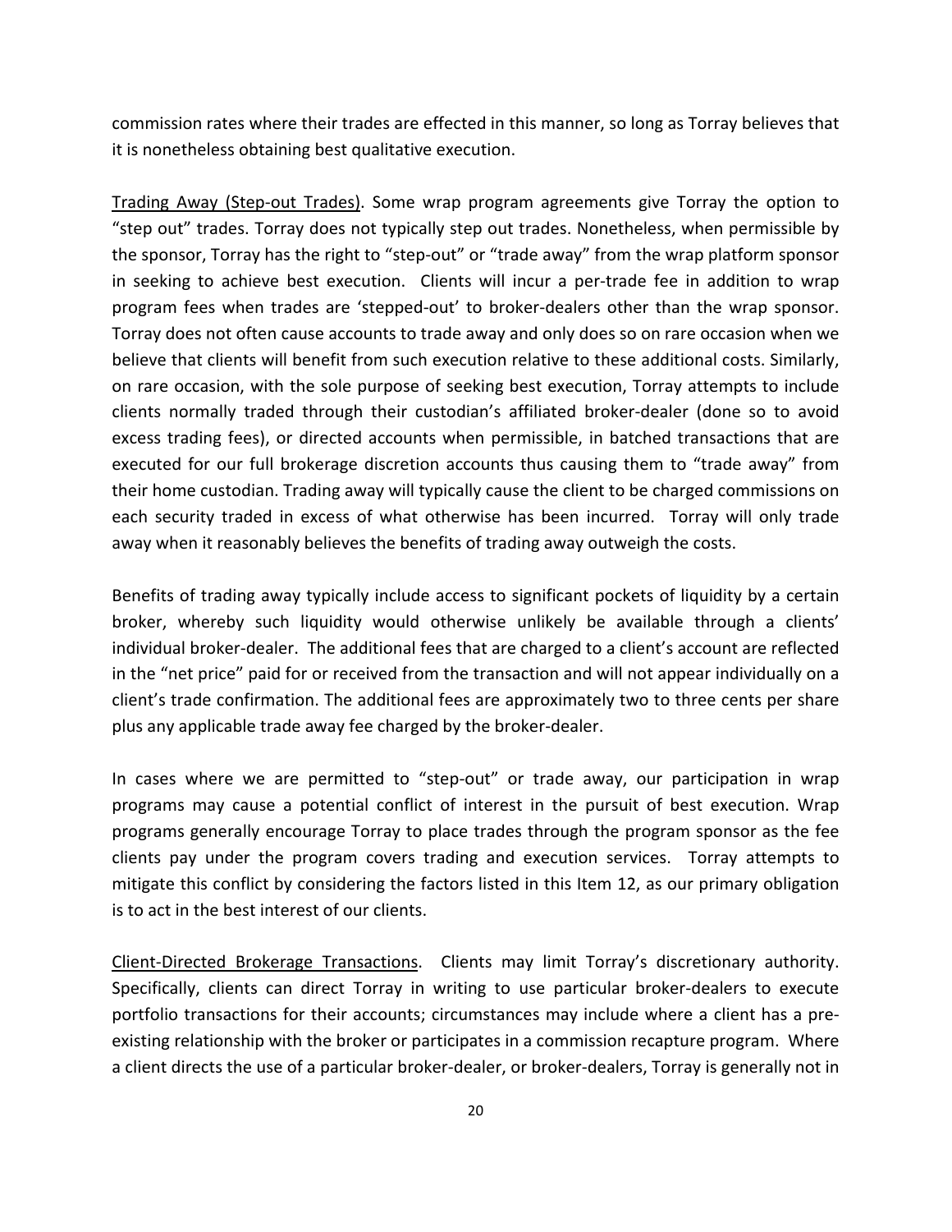commission rates where their trades are effected in this manner, so long as Torray believes that it is nonetheless obtaining best qualitative execution.

Trading Away (Step-out Trades). Some wrap program agreements give Torray the option to "step out" trades. Torray does not typically step out trades. Nonetheless, when permissible by the sponsor, Torray has the right to "step-out" or "trade away" from the wrap platform sponsor in seeking to achieve best execution. Clients will incur a per-trade fee in addition to wrap program fees when trades are 'stepped-out' to broker-dealers other than the wrap sponsor. Torray does not often cause accounts to trade away and only does so on rare occasion when we believe that clients will benefit from such execution relative to these additional costs. Similarly, on rare occasion, with the sole purpose of seeking best execution, Torray attempts to include clients normally traded through their custodian's affiliated broker-dealer (done so to avoid excess trading fees), or directed accounts when permissible, in batched transactions that are executed for our full brokerage discretion accounts thus causing them to "trade away" from their home custodian. Trading away will typically cause the client to be charged commissions on each security traded in excess of what otherwise has been incurred. Torray will only trade away when it reasonably believes the benefits of trading away outweigh the costs.

Benefits of trading away typically include access to significant pockets of liquidity by a certain broker, whereby such liquidity would otherwise unlikely be available through a clients' individual broker-dealer. The additional fees that are charged to a client's account are reflected in the "net price" paid for or received from the transaction and will not appear individually on a client's trade confirmation. The additional fees are approximately two to three cents per share plus any applicable trade away fee charged by the broker-dealer.

In cases where we are permitted to "step-out" or trade away, our participation in wrap programs may cause a potential conflict of interest in the pursuit of best execution. Wrap programs generally encourage Torray to place trades through the program sponsor as the fee clients pay under the program covers trading and execution services. Torray attempts to mitigate this conflict by considering the factors listed in this Item 12, as our primary obligation is to act in the best interest of our clients.

Client-Directed Brokerage Transactions. Clients may limit Torray's discretionary authority. Specifically, clients can direct Torray in writing to use particular broker-dealers to execute portfolio transactions for their accounts; circumstances may include where a client has a pre-existing relationship with the broker or participates in a commission recapture program. Where a client directs the use of a particular broker-dealer, or broker-dealers, Torray is generally not in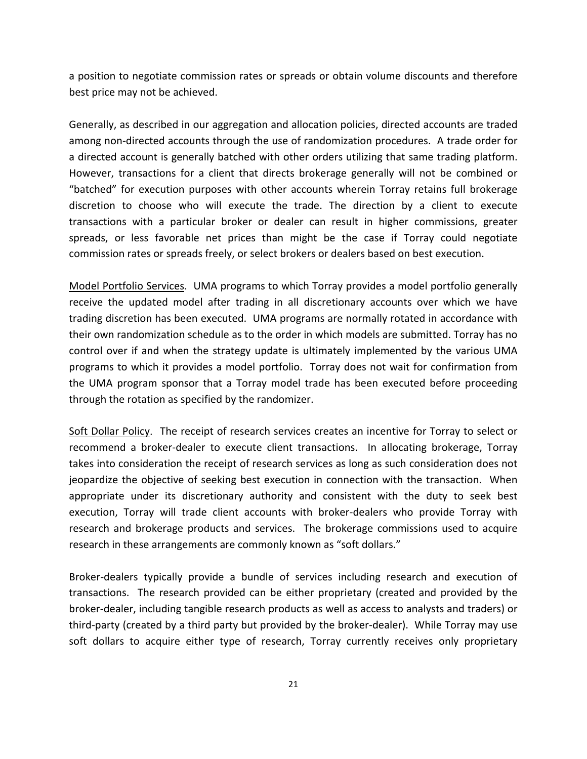a position to negotiate commission rates or spreads or obtain volume discounts and therefore best price may not be achieved.

Generally, as described in our aggregation and allocation policies, directed accounts are traded among non-directed accounts through the use of randomization procedures. A trade order for a directed account is generally batched with other orders utilizing that same trading platform. However, transactions for a client that directs brokerage generally will not be combined or "batched" for execution purposes with other accounts wherein Torray retains full brokerage discretion to choose who will execute the trade. The direction by a client to execute transactions with a particular broker or dealer can result in higher commissions, greater spreads, or less favorable net prices than might be the case if Torray could negotiate commission rates or spreads freely, or select brokers or dealers based on best execution.

<u>Model Portfolio Services</u>. UMA programs to which Torray provides a model portfolio generally receive the updated model after trading in all discretionary accounts over which we have trading discretion has been executed. UMA programs are normally rotated in accordance with their own randomization schedule as to the order in which models are submitted. Torray has no control over if and when the strategy update is ultimately implemented by the various UMA programs to which it provides a model portfolio. Torray does not wait for confirmation from the UMA program sponsor that a Torray model trade has been executed before proceeding through the rotation as specified by the randomizer.

<u>Soft Dollar Policy</u>. The receipt of research services creates an incentive for Torray to select or recommend a broker-dealer to execute client transactions. In allocating brokerage, Torray takes into consideration the receipt of research services as long as such consideration does not jeopardize the objective of seeking best execution in connection with the transaction. When appropriate under its discretionary authority and consistent with the duty to seek best execution, Torray will trade client accounts with broker-dealers who provide Torray with research and brokerage products and services. The brokerage commissions used to acquire research in these arrangements are commonly known as "soft dollars."

Broker-dealers typically provide a bundle of services including research and execution of transactions. The research provided can be either proprietary (created and provided by the broker-dealer, including tangible research products as well as access to analysts and traders) or third-party (created by a third party but provided by the broker-dealer). While Torray may use soft dollars to acquire either type of research, Torray currently receives only proprietary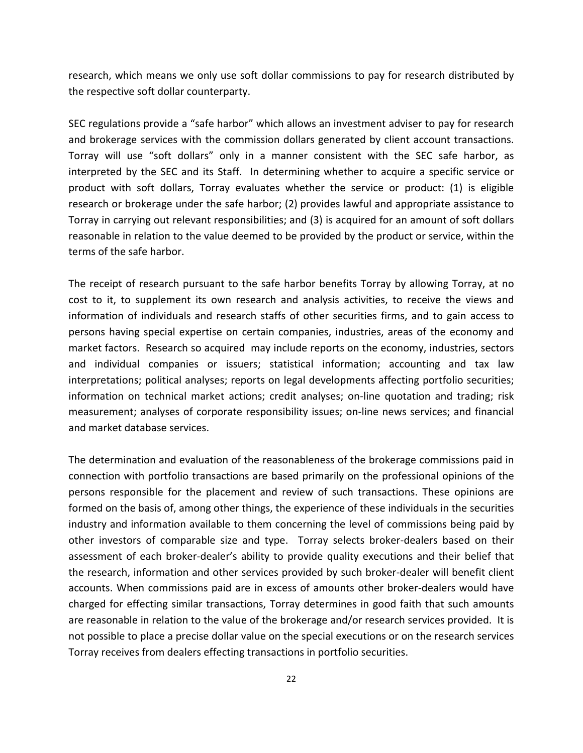research, which means we only use soft dollar commissions to pay for research distributed by the respective soft dollar counterparty.

SEC regulations provide a "safe harbor" which allows an investment adviser to pay for research and brokerage services with the commission dollars generated by client account transactions. Torray will use "soft dollars" only in a manner consistent with the SEC safe harbor, as interpreted by the SEC and its Staff. In determining whether to acquire a specific service or product with soft dollars, Torray evaluates whether the service or product: (1) is eligible research or brokerage under the safe harbor; (2) provides lawful and appropriate assistance to Torray in carrying out relevant responsibilities; and (3) is acquired for an amount of soft dollars reasonable in relation to the value deemed to be provided by the product or service, within the terms of the safe harbor.

The receipt of research pursuant to the safe harbor benefits Torray by allowing Torray, at no cost to it, to supplement its own research and analysis activities, to receive the views and information of individuals and research staffs of other securities firms, and to gain access to persons having special expertise on certain companies, industries, areas of the economy and market factors. Research so acquired may include reports on the economy, industries, sectors and individual companies or issuers; statistical information; accounting and tax law interpretations; political analyses; reports on legal developments affecting portfolio securities; information on technical market actions; credit analyses; on-line quotation and trading; risk measurement; analyses of corporate responsibility issues; on-line news services; and financial and market database services.

The determination and evaluation of the reasonableness of the brokerage commissions paid in connection with portfolio transactions are based primarily on the professional opinions of the persons responsible for the placement and review of such transactions. These opinions are formed on the basis of, among other things, the experience of these individuals in the securities industry and information available to them concerning the level of commissions being paid by other investors of comparable size and type. Torray selects broker-dealers based on their assessment of each broker-dealer's ability to provide quality executions and their belief that the research, information and other services provided by such broker-dealer will benefit client accounts. When commissions paid are in excess of amounts other broker-dealers would have charged for effecting similar transactions, Torray determines in good faith that such amounts are reasonable in relation to the value of the brokerage and/or research services provided. It is not possible to place a precise dollar value on the special executions or on the research services Torray receives from dealers effecting transactions in portfolio securities.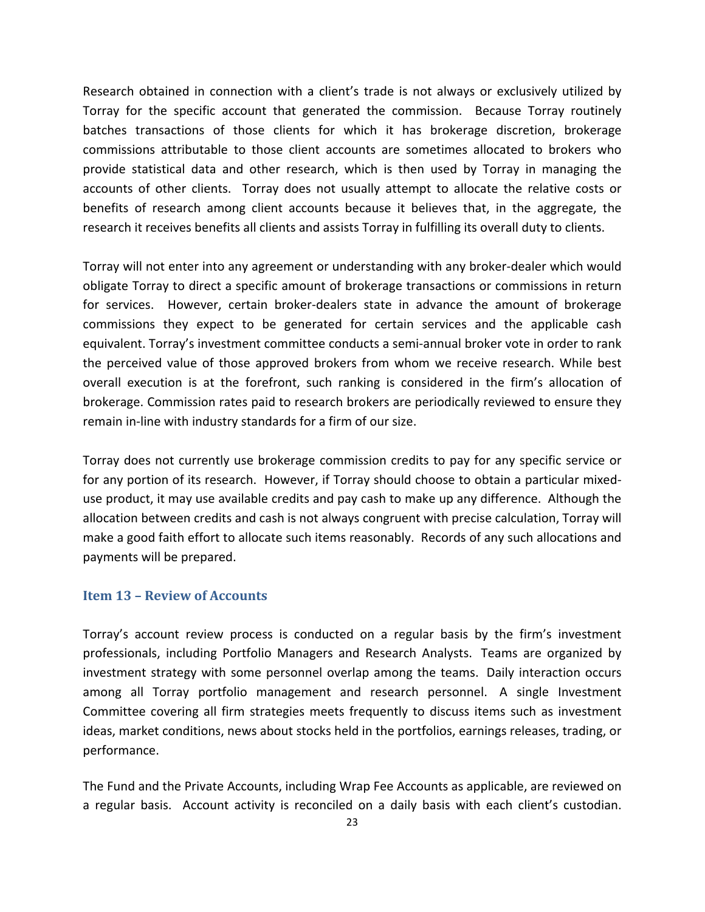Research obtained in connection with a client's trade is not always or exclusively utilized by Torray for the specific account that generated the commission. Because Torray routinely batches transactions of those clients for which it has brokerage discretion, brokerage commissions attributable to those client accounts are sometimes allocated to brokers who provide statistical data and other research, which is then used by Torray in managing the accounts of other clients. Torray does not usually attempt to allocate the relative costs or benefits of research among client accounts because it believes that, in the aggregate, the research it receives benefits all clients and assists Torray in fulfilling its overall duty to clients.

Torray will not enter into any agreement or understanding with any broker-dealer which would obligate Torray to direct a specific amount of brokerage transactions or commissions in return for services. However, certain broker-dealers state in advance the amount of brokerage commissions they expect to be generated for certain services and the applicable cash equivalent. Torray's investment committee conducts a semi-annual broker vote in order to rank the perceived value of those approved brokers from whom we receive research. While best overall execution is at the forefront, such ranking is considered in the firm's allocation of brokerage. Commission rates paid to research brokers are periodically reviewed to ensure they remain in-line with industry standards for a firm of our size.

Torray does not currently use brokerage commission credits to pay for any specific service or for any portion of its research. However, if Torray should choose to obtain a particular mixed-use product, it may use available credits and pay cash to make up any difference. Although the allocation between credits and cash is not always congruent with precise calculation, Torray will make a good faith effort to allocate such items reasonably. Records of any such allocations and payments will be prepared.

## Item 13 – Review of Accounts

Torray's account review process is conducted on a regular basis by the firm's investment professionals, including Portfolio Managers and Research Analysts. Teams are organized by investment strategy with some personnel overlap among the teams. Daily interaction occurs among all Torray portfolio management and research personnel. A single Investment Committee covering all firm strategies meets frequently to discuss items such as investment ideas, market conditions, news about stocks held in the portfolios, earnings releases, trading, or performance.

The Fund and the Private Accounts, including Wrap Fee Accounts as applicable, are reviewed on a regular basis. Account activity is reconciled on a daily basis with each client's custodian.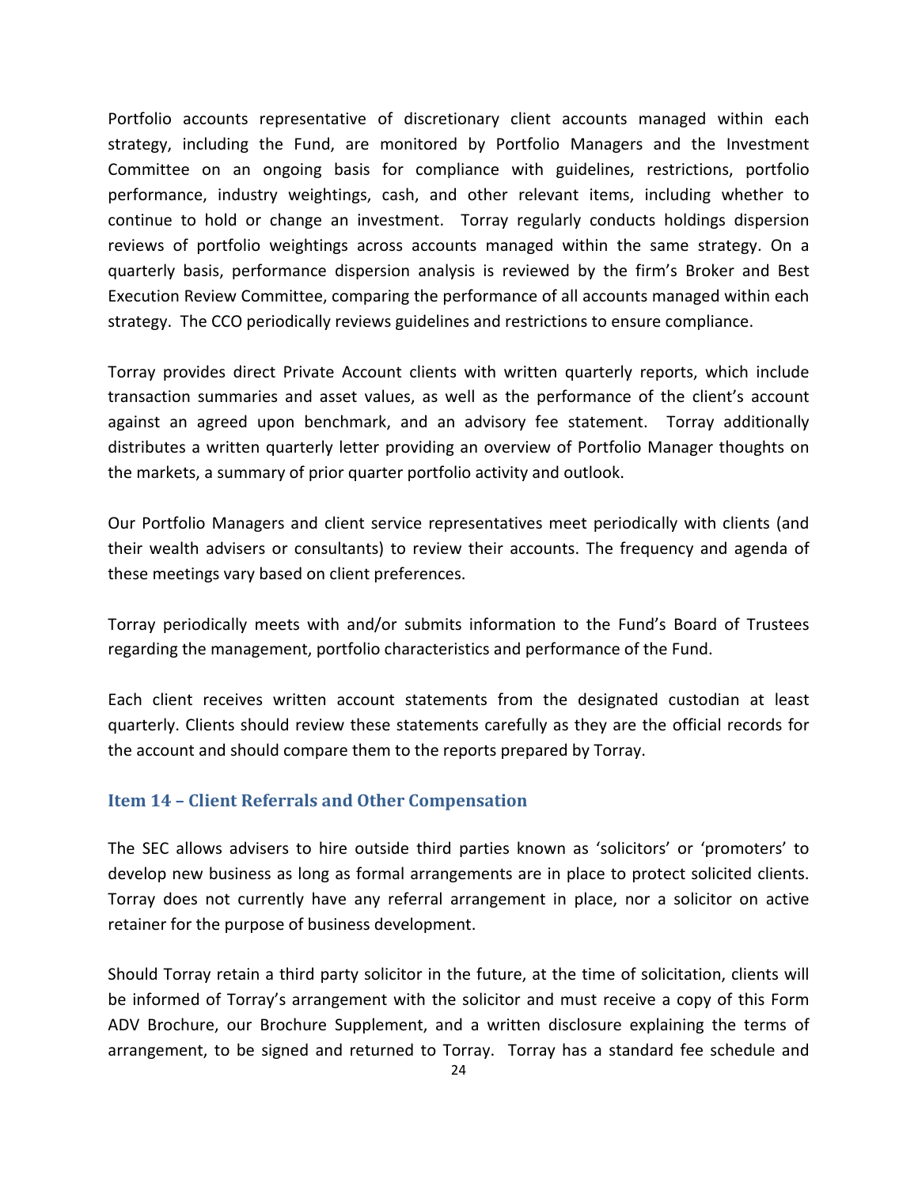Portfolio accounts representative of discretionary client accounts managed within each strategy, including the Fund, are monitored by Portfolio Managers and the Investment Committee on an ongoing basis for compliance with guidelines, restrictions, portfolio performance, industry weightings, cash, and other relevant items, including whether to continue to hold or change an investment. Torray regularly conducts holdings dispersion reviews of portfolio weightings across accounts managed within the same strategy. On a quarterly basis, performance dispersion analysis is reviewed by the firm's Broker and Best Execution Review Committee, comparing the performance of all accounts managed within each strategy. The CCO periodically reviews guidelines and restrictions to ensure compliance.

Torray provides direct Private Account clients with written quarterly reports, which include transaction summaries and asset values, as well as the performance of the client's account against an agreed upon benchmark, and an advisory fee statement. Torray additionally distributes a written quarterly letter providing an overview of Portfolio Manager thoughts on the markets, a summary of prior quarter portfolio activity and outlook.

Our Portfolio Managers and client service representatives meet periodically with clients (and their wealth advisers or consultants) to review their accounts. The frequency and agenda of these meetings vary based on client preferences.

Torray periodically meets with and/or submits information to the Fund's Board of Trustees regarding the management, portfolio characteristics and performance of the Fund.

Each client receives written account statements from the designated custodian at least quarterly. Clients should review these statements carefully as they are the official records for the account and should compare them to the reports prepared by Torray.

## Item 14 – Client Referrals and Other Compensation

The SEC allows advisers to hire outside third parties known as 'solicitors' or 'promoters' to develop new business as long as formal arrangements are in place to protect solicited clients. Torray does not currently have any referral arrangement in place, nor a solicitor on active retainer for the purpose of business development.

Should Torray retain a third party solicitor in the future, at the time of solicitation, clients will be informed of Torray's arrangement with the solicitor and must receive a copy of this Form ADV Brochure, our Brochure Supplement, and a written disclosure explaining the terms of arrangement, to be signed and returned to Torray. Torray has a standard fee schedule and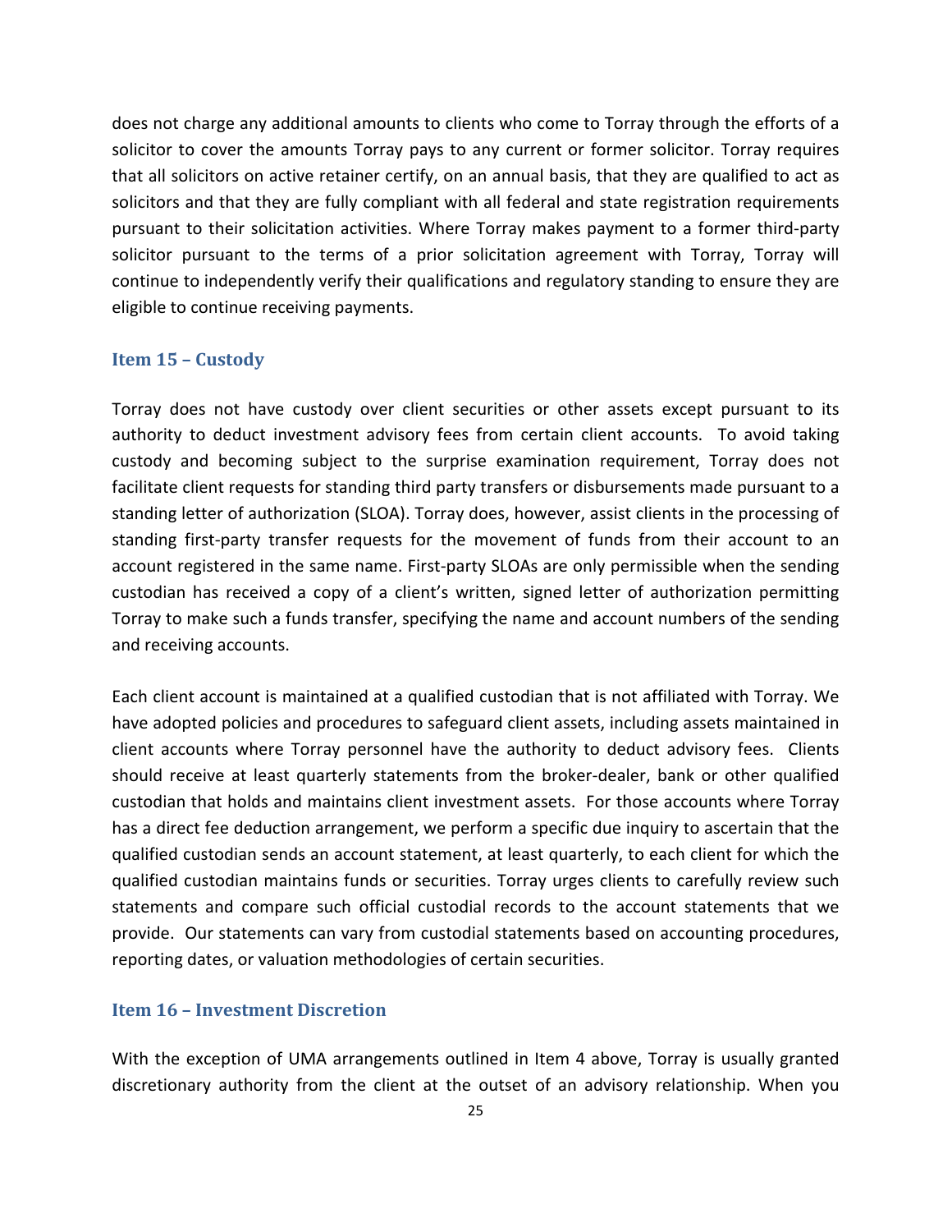does not charge any additional amounts to clients who come to Torray through the efforts of a solicitor to cover the amounts Torray pays to any current or former solicitor. Torray requires that all solicitors on active retainer certify, on an annual basis, that they are qualified to act as solicitors and that they are fully compliant with all federal and state registration requirements pursuant to their solicitation activities. Where Torray makes payment to a former third-party solicitor pursuant to the terms of a prior solicitation agreement with Torray, Torray will continue to independently verify their qualifications and regulatory standing to ensure they are eligible to continue receiving payments.

## Item 15 – Custody

Torray does not have custody over client securities or other assets except pursuant to its authority to deduct investment advisory fees from certain client accounts. To avoid taking custody and becoming subject to the surprise examination requirement, Torray does not facilitate client requests for standing third party transfers or disbursements made pursuant to a standing letter of authorization (SLOA). Torray does, however, assist clients in the processing of standing first-party transfer requests for the movement of funds from their account to an account registered in the same name. First-party SLOAs are only permissible when the sending custodian has received a copy of a client's written, signed letter of authorization permitting Torray to make such a funds transfer, specifying the name and account numbers of the sending and receiving accounts.

Each client account is maintained at a qualified custodian that is not affiliated with Torray. We have adopted policies and procedures to safeguard client assets, including assets maintained in client accounts where Torray personnel have the authority to deduct advisory fees. Clients should receive at least quarterly statements from the broker-dealer, bank or other qualified custodian that holds and maintains client investment assets. For those accounts where Torray has a direct fee deduction arrangement, we perform a specific due inquiry to ascertain that the qualified custodian sends an account statement, at least quarterly, to each client for which the qualified custodian maintains funds or securities. Torray urges clients to carefully review such statements and compare such official custodial records to the account statements that we provide. Our statements can vary from custodial statements based on accounting procedures, reporting dates, or valuation methodologies of certain securities.

## Item 16 – Investment Discretion

With the exception of UMA arrangements outlined in Item 4 above, Torray is usually granted discretionary authority from the client at the outset of an advisory relationship. When you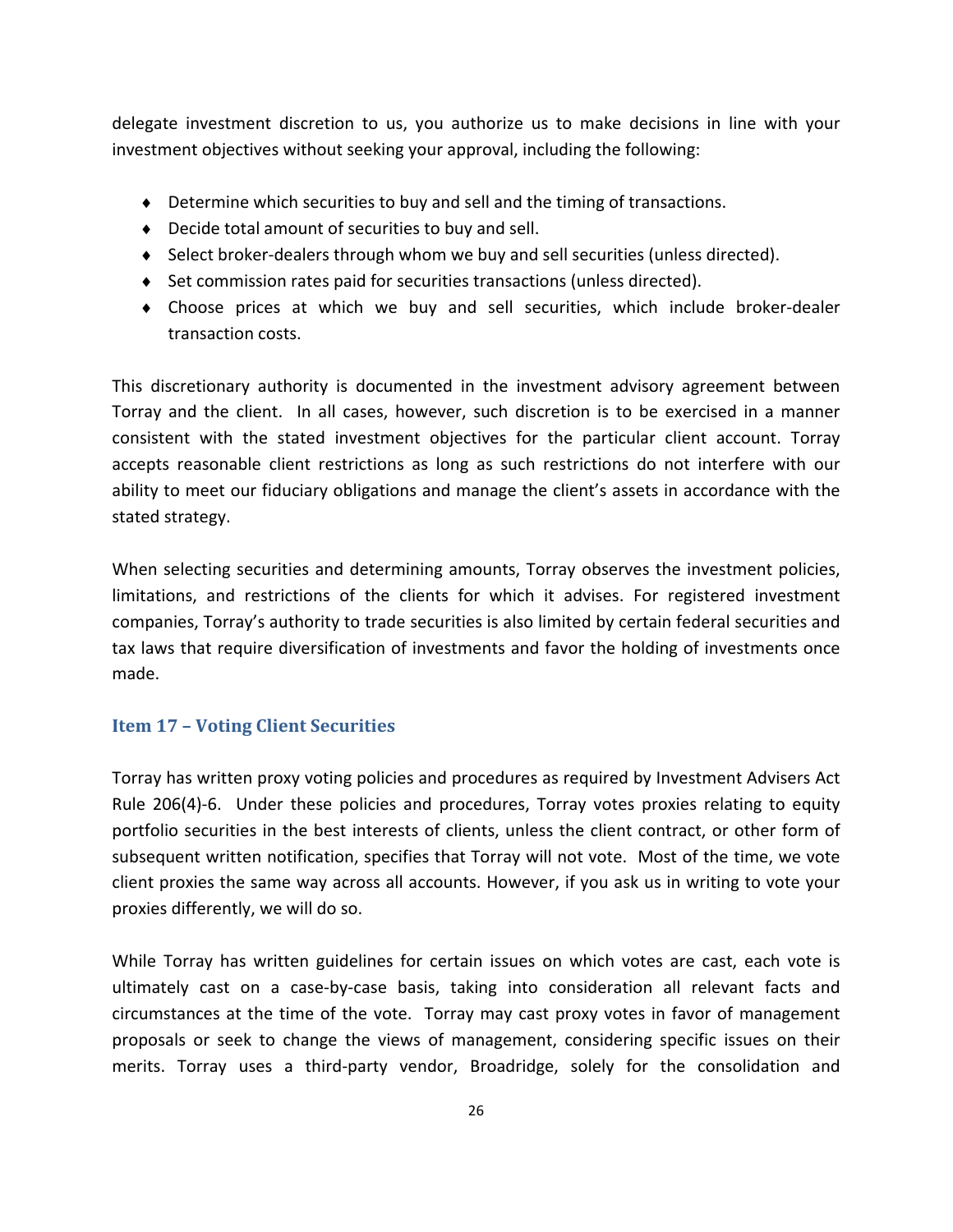delegate investment discretion to us, you authorize us to make decisions in line with your investment objectives without seeking your approval, including the following:

- Determine which securities to buy and sell and the timing of transactions.
- Decide total amount of securities to buy and sell.
- Select broker-dealers through whom we buy and sell securities (unless directed).
- Set commission rates paid for securities transactions (unless directed).
- Choose prices at which we buy and sell securities, which include broker-dealer transaction costs.

This discretionary authority is documented in the investment advisory agreement between Torray and the client. In all cases, however, such discretion is to be exercised in a manner consistent with the stated investment objectives for the particular client account. Torray accepts reasonable client restrictions as long as such restrictions do not interfere with our ability to meet our fiduciary obligations and manage the client's assets in accordance with the stated strategy.

When selecting securities and determining amounts, Torray observes the investment policies, limitations, and restrictions of the clients for which it advises. For registered investment companies, Torray's authority to trade securities is also limited by certain federal securities and tax laws that require diversification of investments and favor the holding of investments once made.

## Item 17 – Voting Client Securities

Torray has written proxy voting policies and procedures as required by Investment Advisers Act Rule 206(4)-6. Under these policies and procedures, Torray votes proxies relating to equity portfolio securities in the best interests of clients, unless the client contract, or other form of subsequent written notification, specifies that Torray will not vote. Most of the time, we vote client proxies the same way across all accounts. However, if you ask us in writing to vote your proxies differently, we will do so.

While Torray has written guidelines for certain issues on which votes are cast, each vote is ultimately cast on a case-by-case basis, taking into consideration all relevant facts and circumstances at the time of the vote. Torray may cast proxy votes in favor of management proposals or seek to change the views of management, considering specific issues on their merits. Torray uses a third-party vendor, Broadridge, solely for the consolidation and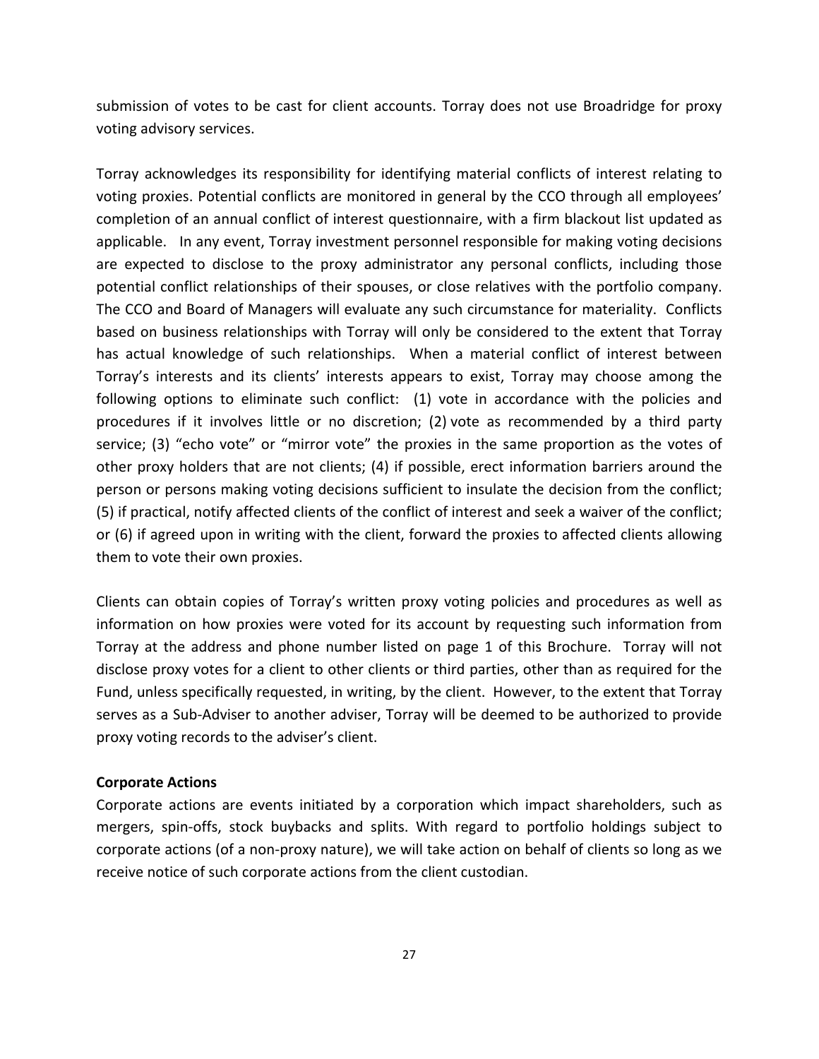submission of votes to be cast for client accounts. Torray does not use Broadridge for proxy voting advisory services.

Torray acknowledges its responsibility for identifying material conflicts of interest relating to voting proxies. Potential conflicts are monitored in general by the CCO through all employees' completion of an annual conflict of interest questionnaire, with a firm blackout list updated as applicable. In any event, Torray investment personnel responsible for making voting decisions are expected to disclose to the proxy administrator any personal conflicts, including those potential conflict relationships of their spouses, or close relatives with the portfolio company. The CCO and Board of Managers will evaluate any such circumstance for materiality. Conflicts based on business relationships with Torray will only be considered to the extent that Torray has actual knowledge of such relationships. When a material conflict of interest between Torray's interests and its clients' interests appears to exist, Torray may choose among the following options to eliminate such conflict: (1) vote in accordance with the policies and procedures if it involves little or no discretion; (2) vote as recommended by a third party service; (3) "echo vote" or "mirror vote" the proxies in the same proportion as the votes of other proxy holders that are not clients; (4) if possible, erect information barriers around the person or persons making voting decisions sufficient to insulate the decision from the conflict; (5) if practical, notify affected clients of the conflict of interest and seek a waiver of the conflict; or (6) if agreed upon in writing with the client, forward the proxies to affected clients allowing them to vote their own proxies.

Clients can obtain copies of Torray's written proxy voting policies and procedures as well as information on how proxies were voted for its account by requesting such information from Torray at the address and phone number listed on page 1 of this Brochure. Torray will not disclose proxy votes for a client to other clients or third parties, other than as required for the Fund, unless specifically requested, in writing, by the client. However, to the extent that Torray serves as a Sub-Adviser to another adviser, Torray will be deemed to be authorized to provide proxy voting records to the adviser's client.

**Corporate Actions**

Corporate actions are events initiated by a corporation which impact shareholders, such as mergers, spin-offs, stock buybacks and splits. With regard to portfolio holdings subject to corporate actions (of a non-proxy nature), we will take action on behalf of clients so long as we receive notice of such corporate actions from the client custodian.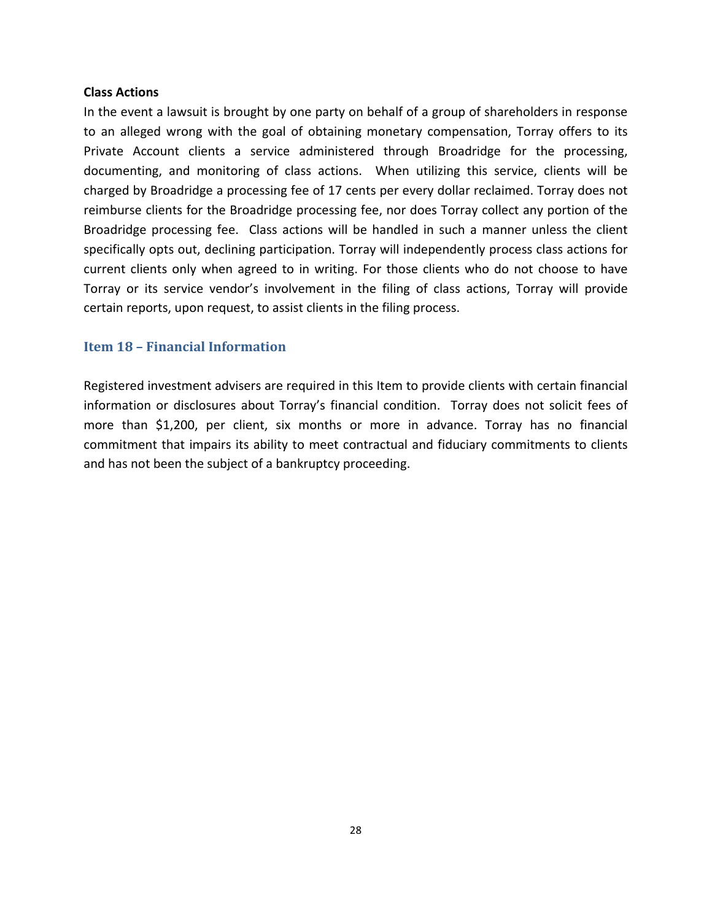**Class Actions**

In the event a lawsuit is brought by one party on behalf of a group of shareholders in response to an alleged wrong with the goal of obtaining monetary compensation, Torray offers to its Private Account clients a service administered through Broadridge for the processing, documenting, and monitoring of class actions. When utilizing this service, clients will be charged by Broadridge a processing fee of 17 cents per every dollar reclaimed. Torray does not reimburse clients for the Broadridge processing fee, nor does Torray collect any portion of the Broadridge processing fee. Class actions will be handled in such a manner unless the client specifically opts out, declining participation. Torray will independently process class actions for current clients only when agreed to in writing. For those clients who do not choose to have Torray or its service vendor's involvement in the filing of class actions, Torray will provide certain reports, upon request, to assist clients in the filing process.

## Item 18 – Financial Information

Registered investment advisers are required in this Item to provide clients with certain financial information or disclosures about Torray's financial condition. Torray does not solicit fees of more than $1,200, per client, six months or more in advance. Torray has no financial commitment that impairs its ability to meet contractual and fiduciary commitments to clients and has not been the subject of a bankruptcy proceeding.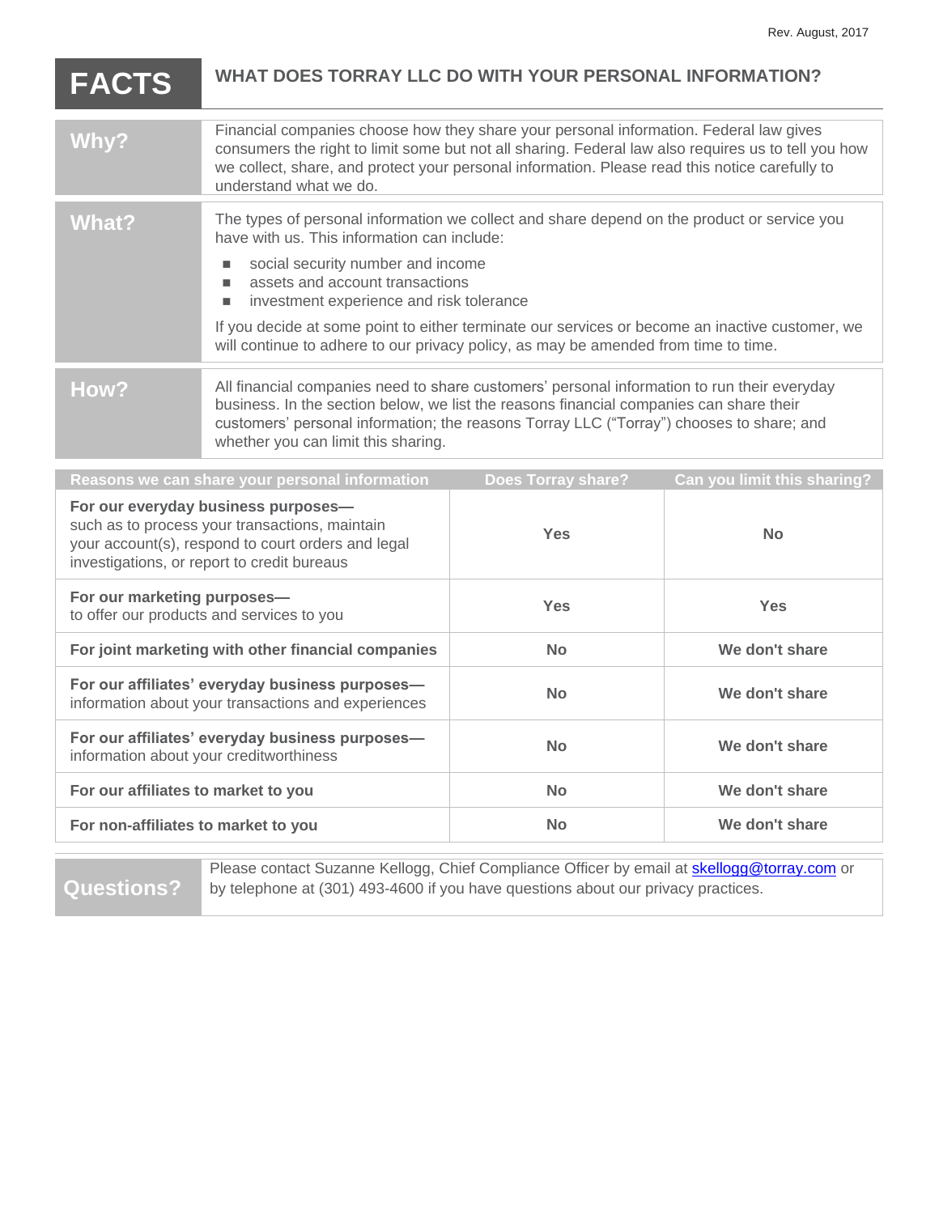Rev. August, 2017

# FACTS — WHAT DOES TORRAY LLC DO WITH YOUR PERSONAL INFORMATION?

**Why?**

Financial companies choose how they share your personal information. Federal law gives consumers the right to limit some but not all sharing. Federal law also requires us to tell you how we collect, share, and protect your personal information. Please read this notice carefully to understand what we do.

**What?**

The types of personal information we collect and share depend on the product or service you have with us. This information can include:

- social security number and income
- assets and account transactions
- investment experience and risk tolerance

If you decide at some point to either terminate our services or become an inactive customer, we will continue to adhere to our privacy policy, as may be amended from time to time.

**How?**

All financial companies need to share customers' personal information to run their everyday business. In the section below, we list the reasons financial companies can share their customers' personal information; the reasons Torray LLC ("Torray") chooses to share; and whether you can limit this sharing.

| Reasons we can share your personal information | Does Torray share? | Can you limit this sharing? |
|---|---|---|
| **For our everyday business purposes—** such as to process your transactions, maintain your account(s), respond to court orders and legal investigations, or report to credit bureaus | Yes | No |
| **For our marketing purposes—** to offer our products and services to you | Yes | Yes |
| **For joint marketing with other financial companies** | No | We don't share |
| **For our affiliates' everyday business purposes—** information about your transactions and experiences | No | We don't share |
| **For our affiliates' everyday business purposes—** information about your creditworthiness | No | We don't share |
| **For our affiliates to market to you** | No | We don't share |
| **For non-affiliates to market to you** | No | We don't share |

**Questions?**

Please contact Suzanne Kellogg, Chief Compliance Officer by email at skellogg@torray.com or by telephone at (301) 493-4600 if you have questions about our privacy practices.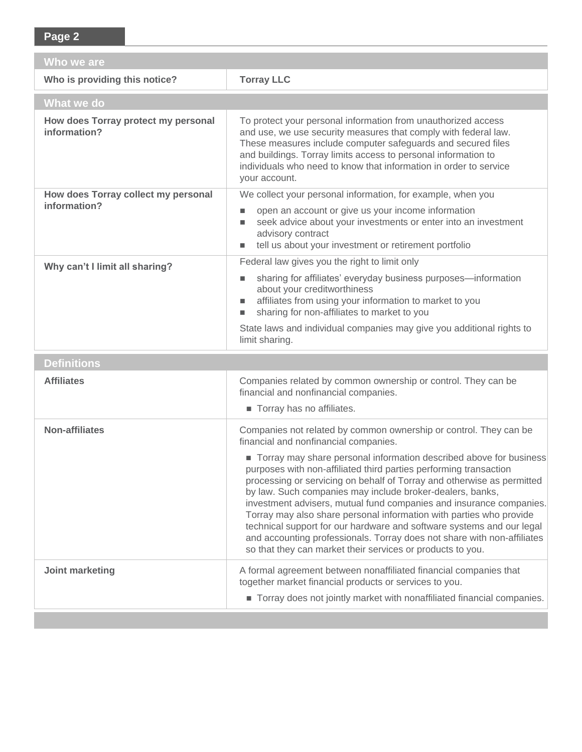| Who we are | |
|---|---|
| **Who is providing this notice?** | **Torray LLC** |

| What we do | |
|---|---|
| **How does Torray protect my personal information?** | To protect your personal information from unauthorized access and use, we use security measures that comply with federal law. These measures include computer safeguards and secured files and buildings. Torray limits access to personal information to individuals who need to know that information in order to service your account. |
| **How does Torray collect my personal information?** | We collect your personal information, for example, when you<br>■ open an account or give us your income information<br>■ seek advice about your investments or enter into an investment advisory contract<br>■ tell us about your investment or retirement portfolio |
| **Why can't I limit all sharing?** | Federal law gives you the right to limit only<br>■ sharing for affiliates' everyday business purposes—information about your creditworthiness<br>■ affiliates from using your information to market to you<br>■ sharing for non-affiliates to market to you<br>State laws and individual companies may give you additional rights to limit sharing. |

| Definitions | |
|---|---|
| **Affiliates** | Companies related by common ownership or control. They can be financial and nonfinancial companies.<br>■ Torray has no affiliates. |
| **Non-affiliates** | Companies not related by common ownership or control. They can be financial and nonfinancial companies.<br>■ Torray may share personal information described above for business purposes with non-affiliated third parties performing transaction processing or servicing on behalf of Torray and otherwise as permitted by law. Such companies may include broker-dealers, banks, investment advisers, mutual fund companies and insurance companies. Torray may also share personal information with parties who provide technical support for our hardware and software systems and our legal and accounting professionals. Torray does not share with non-affiliates so that they can market their services or products to you. |
| **Joint marketing** | A formal agreement between nonaffiliated financial companies that together market financial products or services to you.<br>■ Torray does not jointly market with nonaffiliated financial companies. |